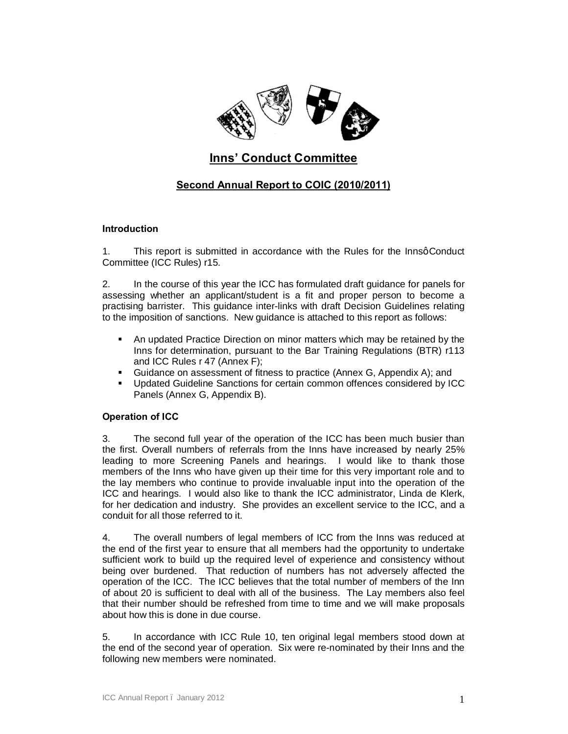# Inns' Conduct Committee

## Second Annual Report to COIC (2010/2011)

### Introduction

1. This report is submitted in accordance with the Rules for the InnsôConduct Committee (ICC Rules) r15.

2. In the course of this year the ICC has formulated draft guidance for panels for assessing whether an applicant/student is a fit and proper person to become a practising barrister. This guidance inter-links with draft Decision Guidelines relating to the imposition of sanctions. New guidance is attached to this report as follows:

- An updated Practice Direction on minor matters which may be retained by the Inns for determination, pursuant to the Bar Training Regulations (BTR) r113 and ICC Rules r 47 (Annex F);
- Guidance on assessment of fitness to practice (Annex G, Appendix A); and
- Updated Guideline Sanctions for certain common offences considered by ICC Panels (Annex G, Appendix B).

### Operation of ICC

3. The second full year of the operation of the ICC has been much busier than the first. Overall numbers of referrals from the Inns have increased by nearly 25% leading to more Screening Panels and hearings. I would like to thank those members of the Inns who have given up their time for this very important role and to the lay members who continue to provide invaluable input into the operation of the ICC and hearings. I would also like to thank the ICC administrator, Linda de Klerk, for her dedication and industry. She provides an excellent service to the ICC, and a conduit for all those referred to it.

4. The overall numbers of legal members of ICC from the Inns was reduced at the end of the first year to ensure that all members had the opportunity to undertake sufficient work to build up the required level of experience and consistency without being over burdened. That reduction of numbers has not adversely affected the operation of the ICC. The ICC believes that the total number of members of the Inn of about 20 is sufficient to deal with all of the business. The Lay members also feel that their number should be refreshed from time to time and we will make proposals about how this is done in due course.

5. In accordance with ICC Rule 10, ten original legal members stood down at the end of the second year of operation. Six were re-nominated by their Inns and the following new members were nominated.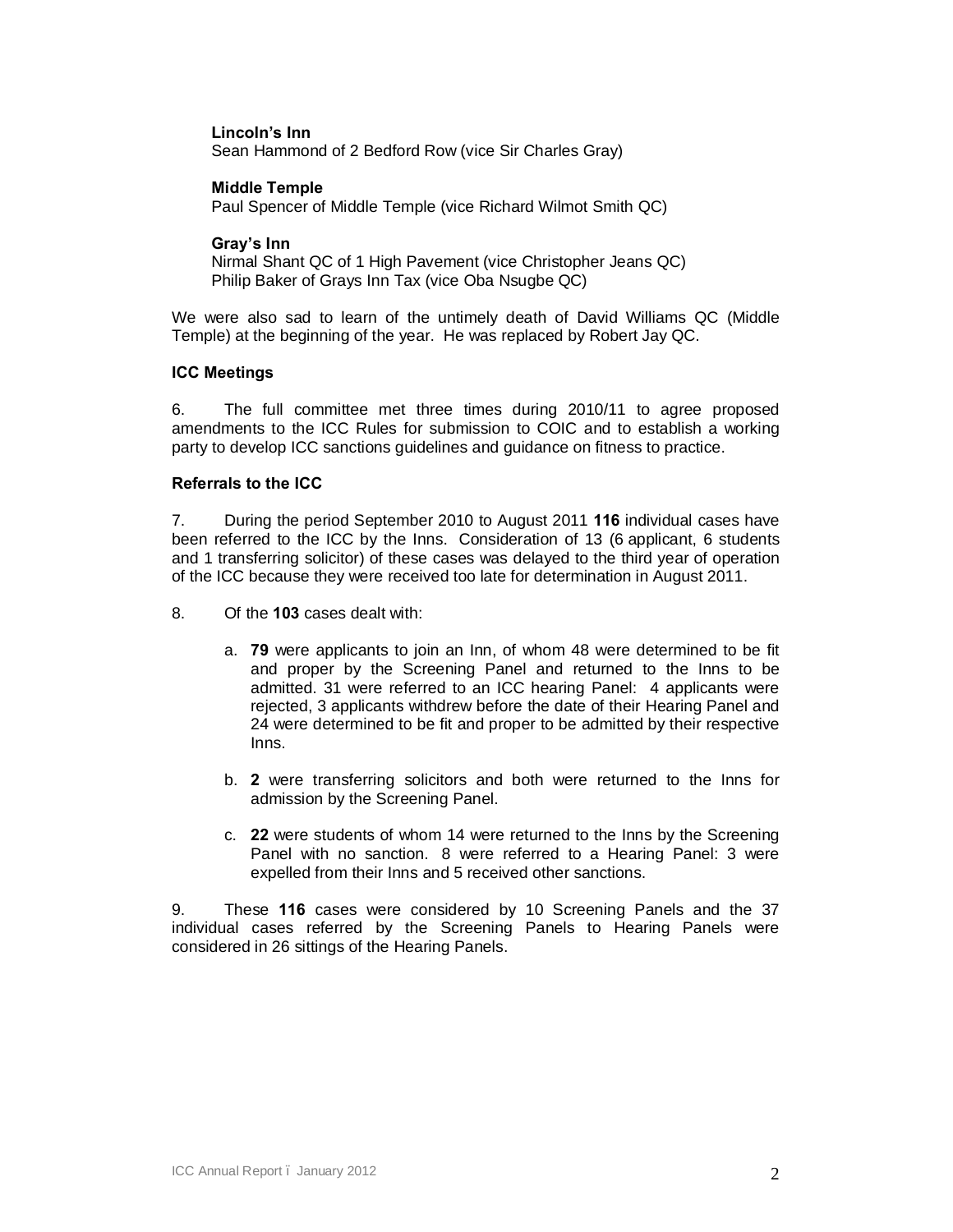**Lincoln's Inn**
Sean Hammond of 2 Bedford Row (vice Sir Charles Gray)

**Middle Temple**
Paul Spencer of Middle Temple (vice Richard Wilmot Smith QC)

**Gray's Inn**
Nirmal Shant QC of 1 High Pavement (vice Christopher Jeans QC)
Philip Baker of Grays Inn Tax (vice Oba Nsugbe QC)

We were also sad to learn of the untimely death of David Williams QC (Middle Temple) at the beginning of the year. He was replaced by Robert Jay QC.

### ICC Meetings

6. The full committee met three times during 2010/11 to agree proposed amendments to the ICC Rules for submission to COIC and to establish a working party to develop ICC sanctions guidelines and guidance on fitness to practice.

### Referrals to the ICC

7. During the period September 2010 to August 2011 **116** individual cases have been referred to the ICC by the Inns. Consideration of 13 (6 applicant, 6 students and 1 transferring solicitor) of these cases was delayed to the third year of operation of the ICC because they were received too late for determination in August 2011.

8. Of the **103** cases dealt with:

   a. **79** were applicants to join an Inn, of whom 48 were determined to be fit and proper by the Screening Panel and returned to the Inns to be admitted. 31 were referred to an ICC hearing Panel: 4 applicants were rejected, 3 applicants withdrew before the date of their Hearing Panel and 24 were determined to be fit and proper to be admitted by their respective Inns.

   b. **2** were transferring solicitors and both were returned to the Inns for admission by the Screening Panel.

   c. **22** were students of whom 14 were returned to the Inns by the Screening Panel with no sanction. 8 were referred to a Hearing Panel: 3 were expelled from their Inns and 5 received other sanctions.

9. These **116** cases were considered by 10 Screening Panels and the 37 individual cases referred by the Screening Panels to Hearing Panels were considered in 26 sittings of the Hearing Panels.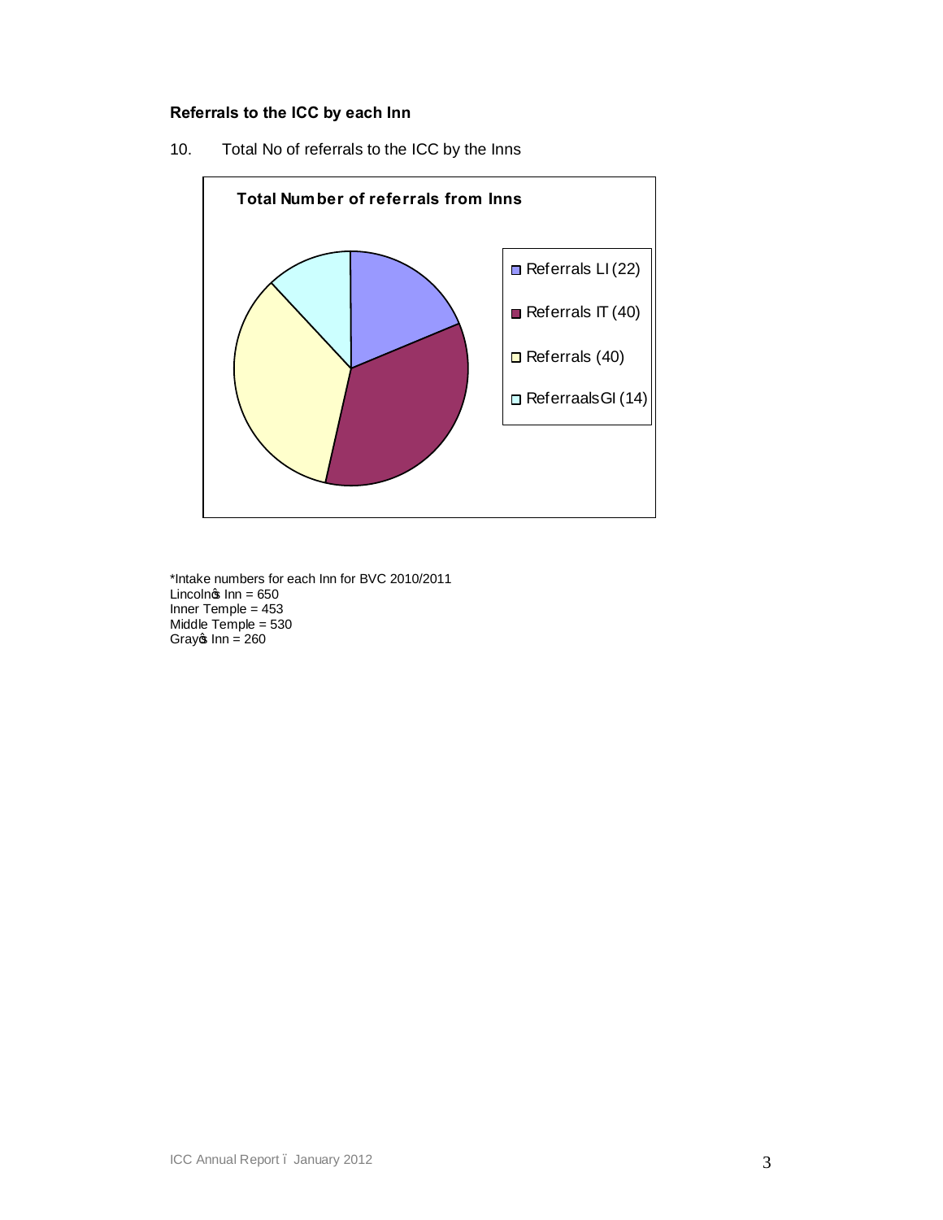**Referrals to the ICC by each Inn**

10. Total No of referrals to the ICC by the Inns

**Total Number of referrals from Inns**

- Referrals LI (22)
- Referrals IT (40)
- Referrals (40)
- Referraals GI (14)

*Intake numbers for each Inn for BVC 2010/2011
Lincoln's Inn = 650
Inner Temple = 453
Middle Temple = 530
Gray's Inn = 260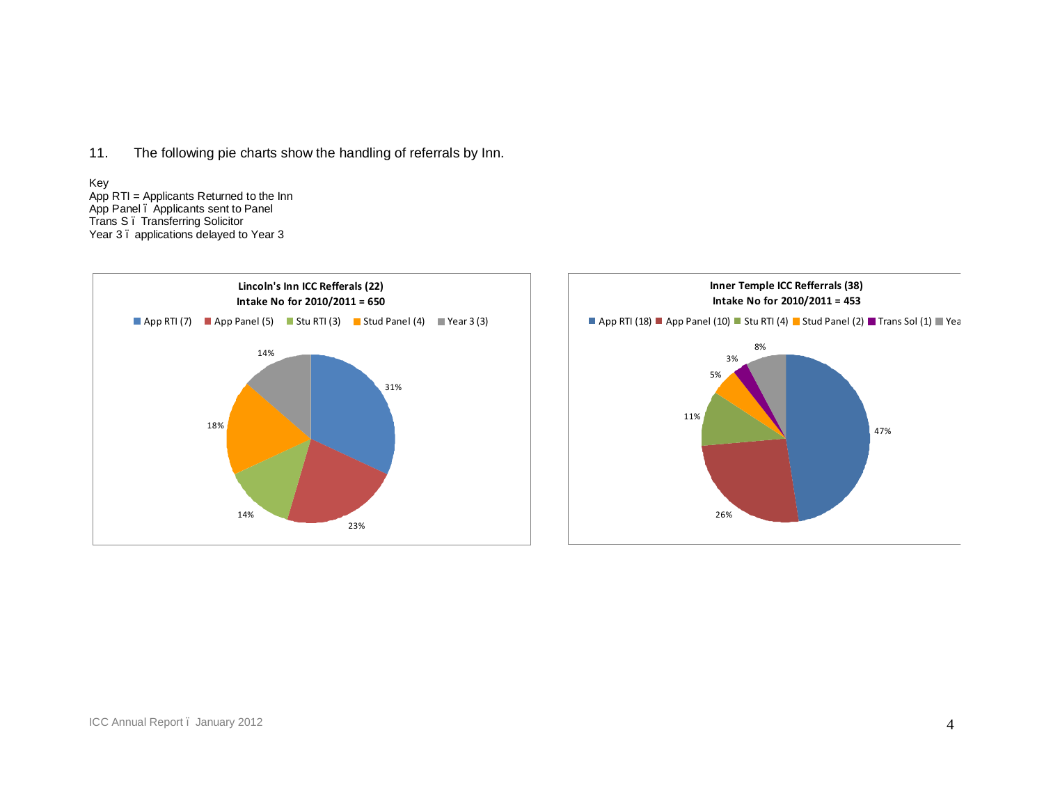11. The following pie charts show the handling of referrals by Inn.

Key
App RTI = Applicants Returned to the Inn
App Panel ï Applicants sent to Panel
Trans S ï Transferring Solicitor
Year 3 ï applications delayed to Year 3

**Lincoln's Inn ICC Refferals (22)**
**Intake No for 2010/2011 = 650**

App RTI (7) | App Panel (5) | Stu RTI (3) | Stud Panel (4) | Year 3 (3)

31% | 23% | 14% | 18% | 14%

**Inner Temple ICC Refferals (38)**
**Intake No for 2010/2011 = 453**

App RTI (18) | App Panel (10) | Stu RTI (4) | Stud Panel (2) | Trans Sol (1) | Yea

47% | 26% | 11% | 5% | 3% | 8%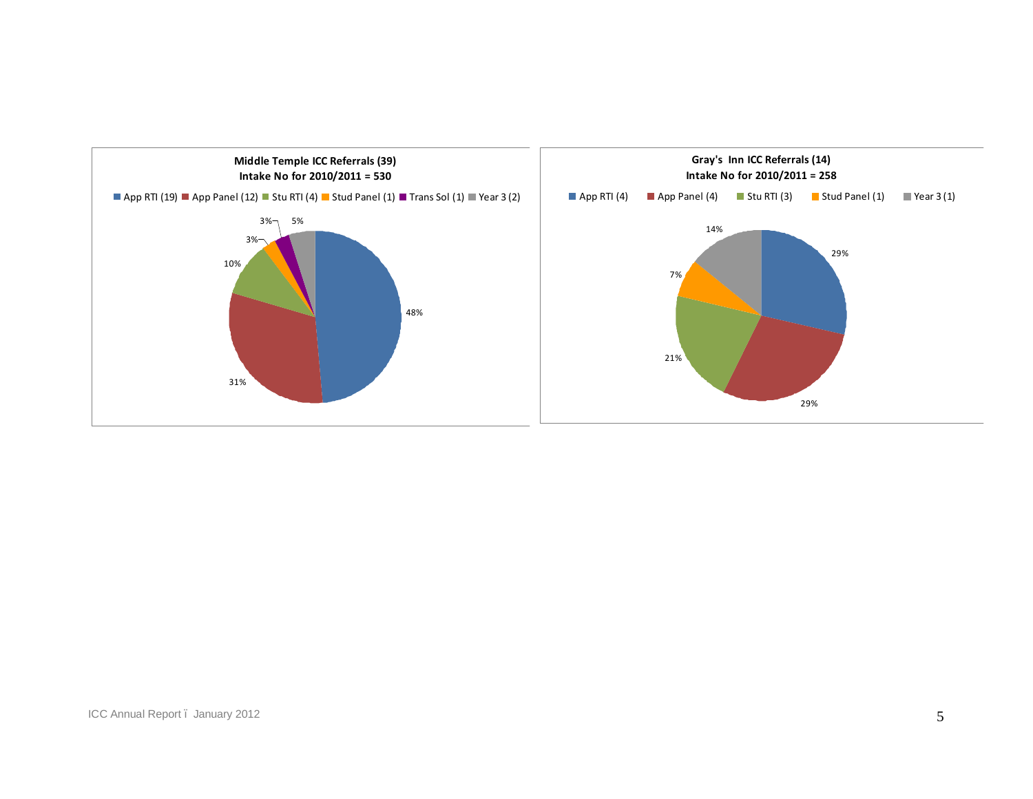**Middle Temple ICC Referrals (39)**
**Intake No for 2010/2011 = 530**

| Category | Count | Percentage |
|---|---|---|
| App RTI | 19 | 48% |
| App Panel | 12 | 31% |
| Stu RTI | 4 | 10% |
| Stud Panel | 1 | 3% |
| Trans Sol | 1 | 3% |
| Year 3 | 2 | 5% |

**Gray's Inn ICC Referrals (14)**
**Intake No for 2010/2011 = 258**

| Category | Count | Percentage |
|---|---|---|
| App RTI | 4 | 29% |
| App Panel | 4 | 29% |
| Stu RTI | 3 | 21% |
| Stud Panel | 1 | 7% |
| Year 3 | 1 | 14% |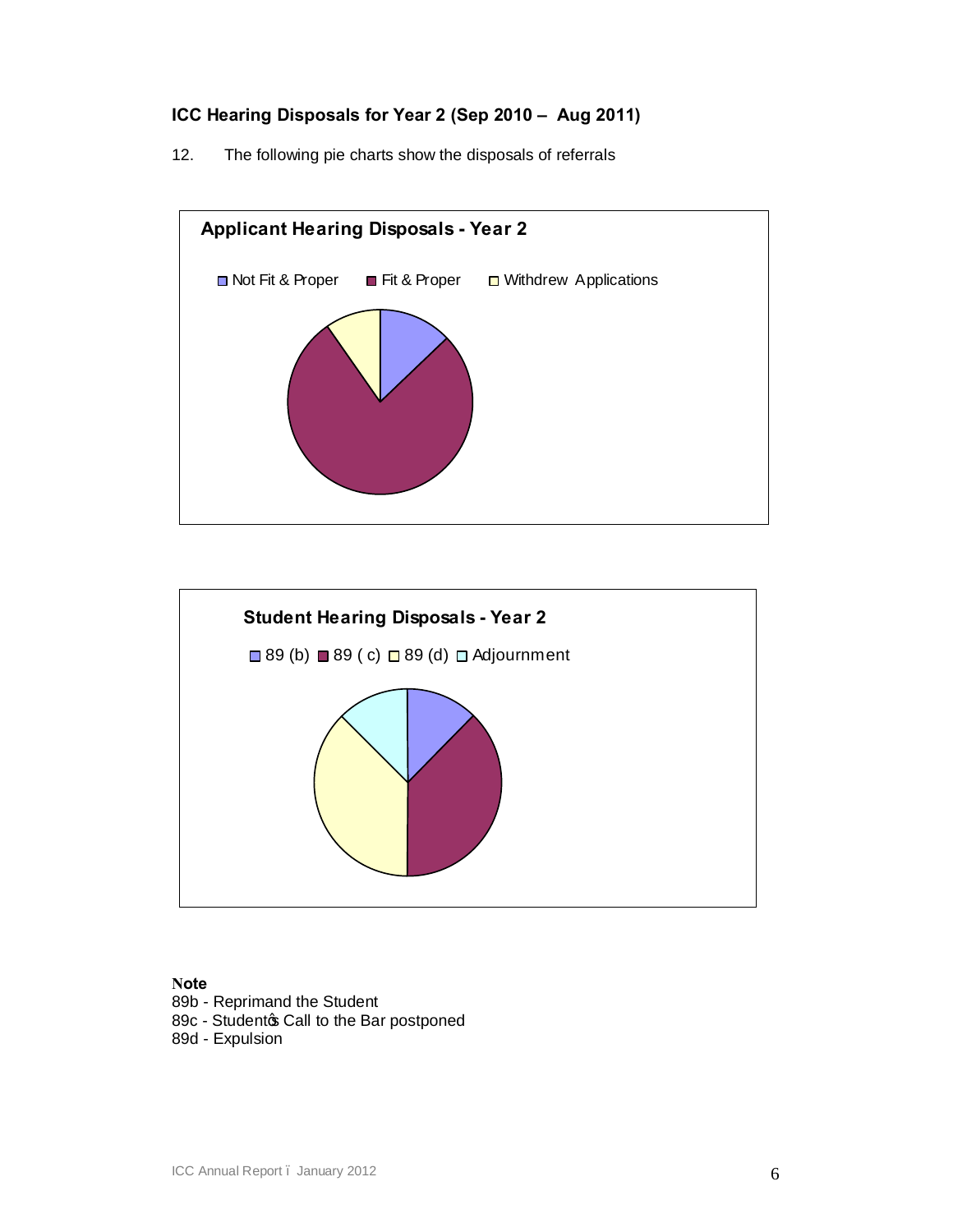### ICC Hearing Disposals for Year 2 (Sep 2010 – Aug 2011)

12. The following pie charts show the disposals of referrals

**Applicant Hearing Disposals - Year 2**

Not Fit & Proper | Fit & Proper | Withdrew Applications

**Student Hearing Disposals - Year 2**

89 (b) | 89 ( c) | 89 (d) | Adjournment

**Note**

89b - Reprimand the Student
89c - Student's Call to the Bar postponed
89d - Expulsion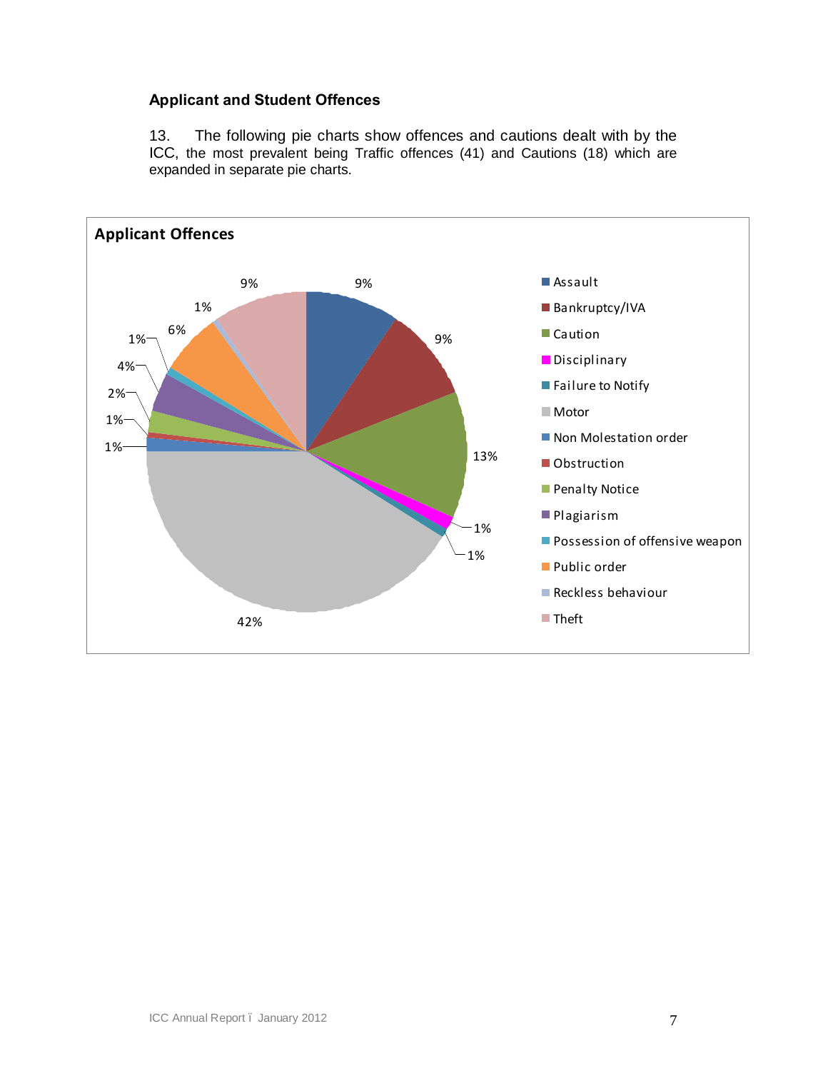### Applicant and Student Offences

13. The following pie charts show offences and cautions dealt with by the ICC, the most prevalent being Traffic offences (41) and Cautions (18) which are expanded in separate pie charts.

**Applicant Offences**

| Offence | Percentage |
|---|---|
| Assault | 9% |
| Bankruptcy/IVA | 9% |
| Caution | 13% |
| Disciplinary | 1% |
| Failure to Notify | 1% |
| Motor | 42% |
| Non Molestation order | 1% |
| Obstruction | 1% |
| Penalty Notice | 2% |
| Plagiarism | 4% |
| Possession of offensive weapon | 1% |
| Public order | 6% |
| Reckless behaviour | 1% |
| Theft | 9% |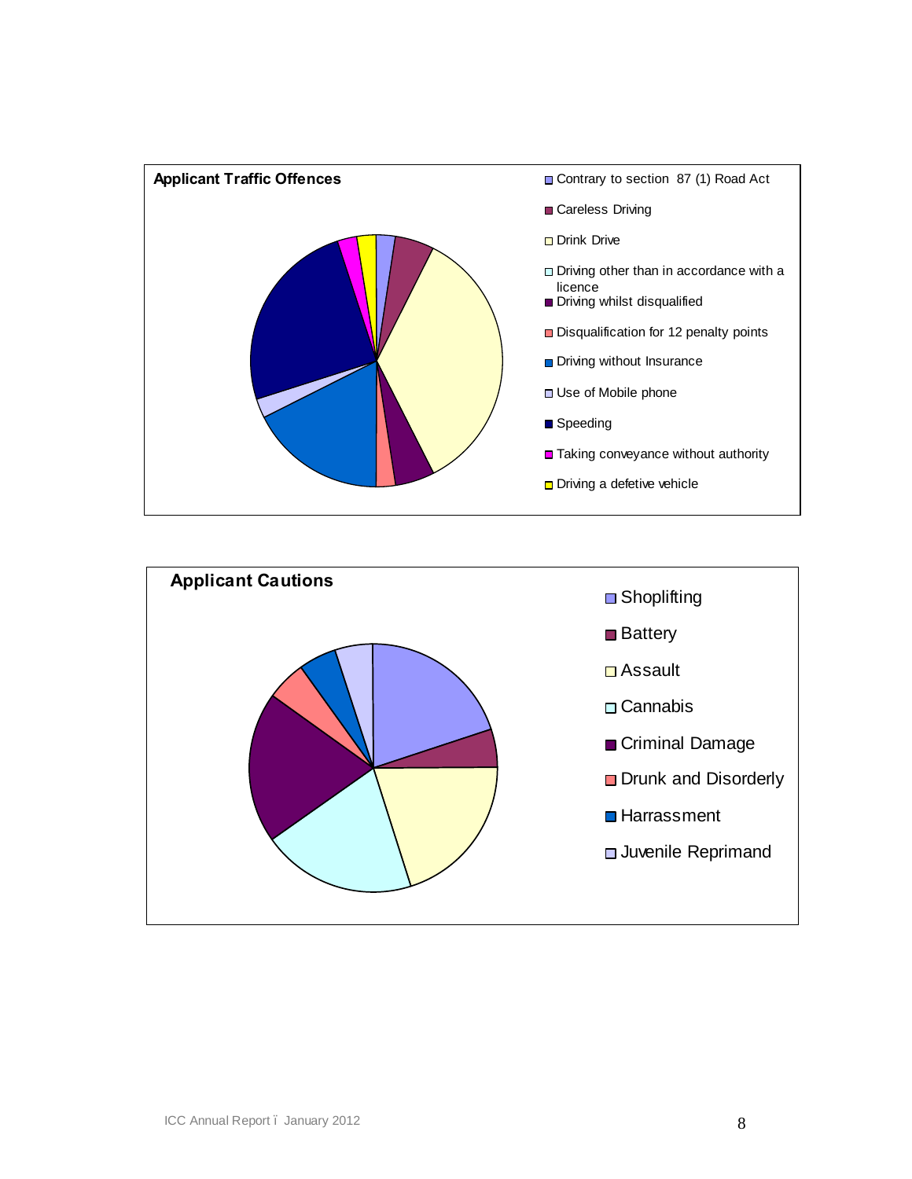**Applicant Traffic Offences**

- Contrary to section 87 (1) Road Act
- Careless Driving
- Drink Drive
- Driving other than in accordance with a licence
- Driving whilst disqualified
- Disqualification for 12 penalty points
- Driving without Insurance
- Use of Mobile phone
- Speeding
- Taking conveyance without authority
- Driving a defetive vehicle

**Applicant Cautions**

- Shoplifting
- Battery
- Assault
- Cannabis
- Criminal Damage
- Drunk and Disorderly
- Harrassment
- Juvenile Reprimand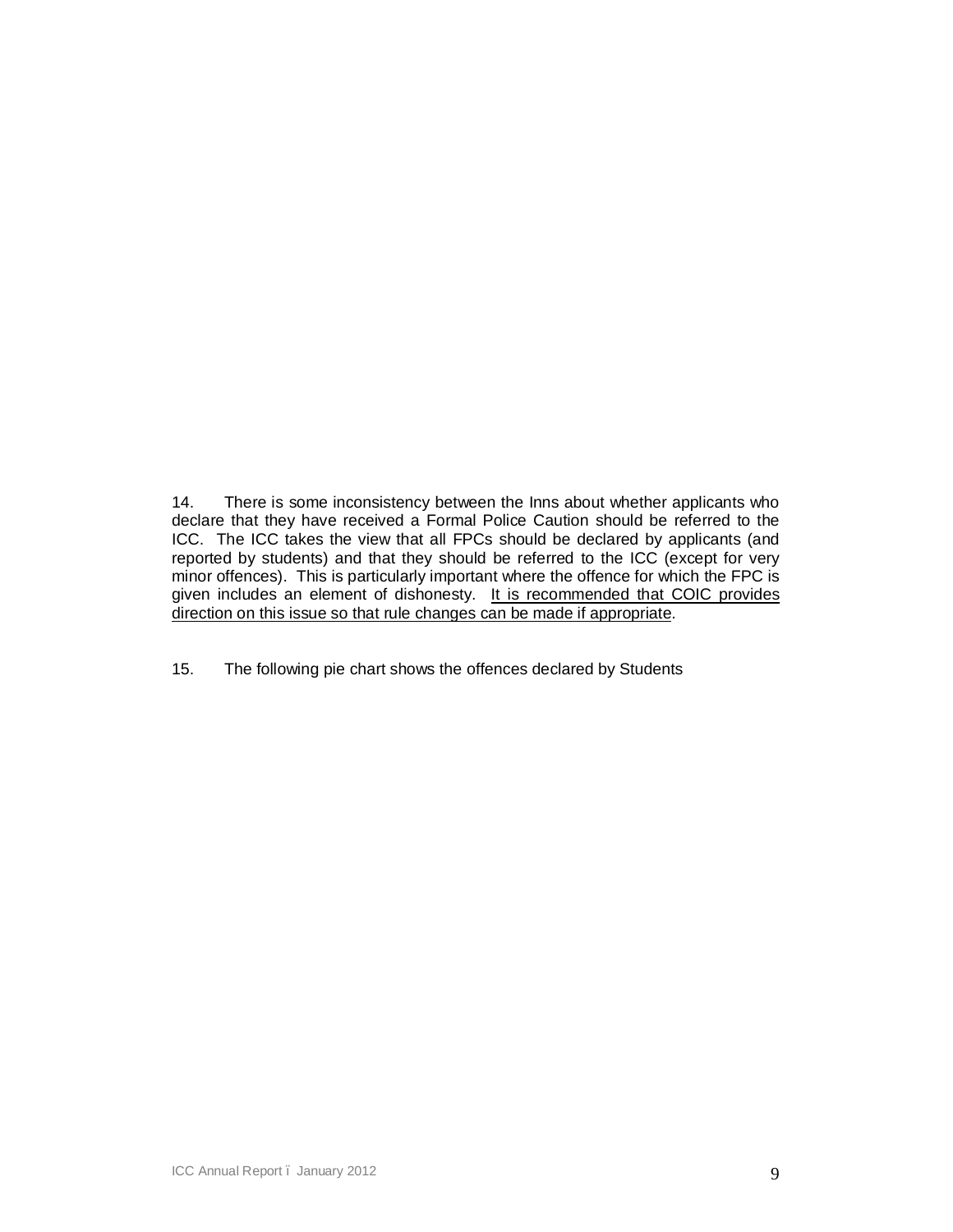14. There is some inconsistency between the Inns about whether applicants who declare that they have received a Formal Police Caution should be referred to the ICC. The ICC takes the view that all FPCs should be declared by applicants (and reported by students) and that they should be referred to the ICC (except for very minor offences). This is particularly important where the offence for which the FPC is given includes an element of dishonesty. <u>It is recommended that COIC provides direction on this issue so that rule changes can be made if appropriate</u>.

15. The following pie chart shows the offences declared by Students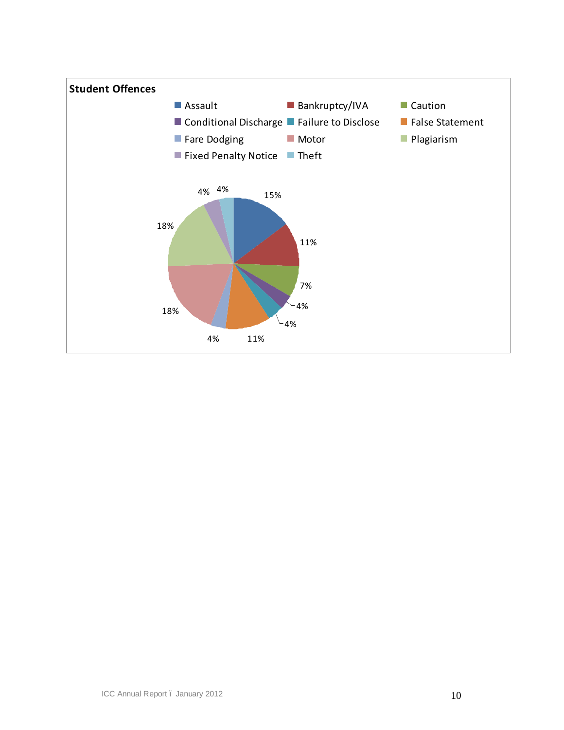**Student Offences**

| Offence | Percentage |
|---|---|
| Assault | 15% |
| Bankruptcy/IVA | 11% |
| Caution | 7% |
| Conditional Discharge | 4% |
| Failure to Disclose | 4% |
| False Statement | 11% |
| Fare Dodging | 4% |
| Motor | 18% |
| Plagiarism | 18% |
| Fixed Penalty Notice | 4% |
| Theft | 4% |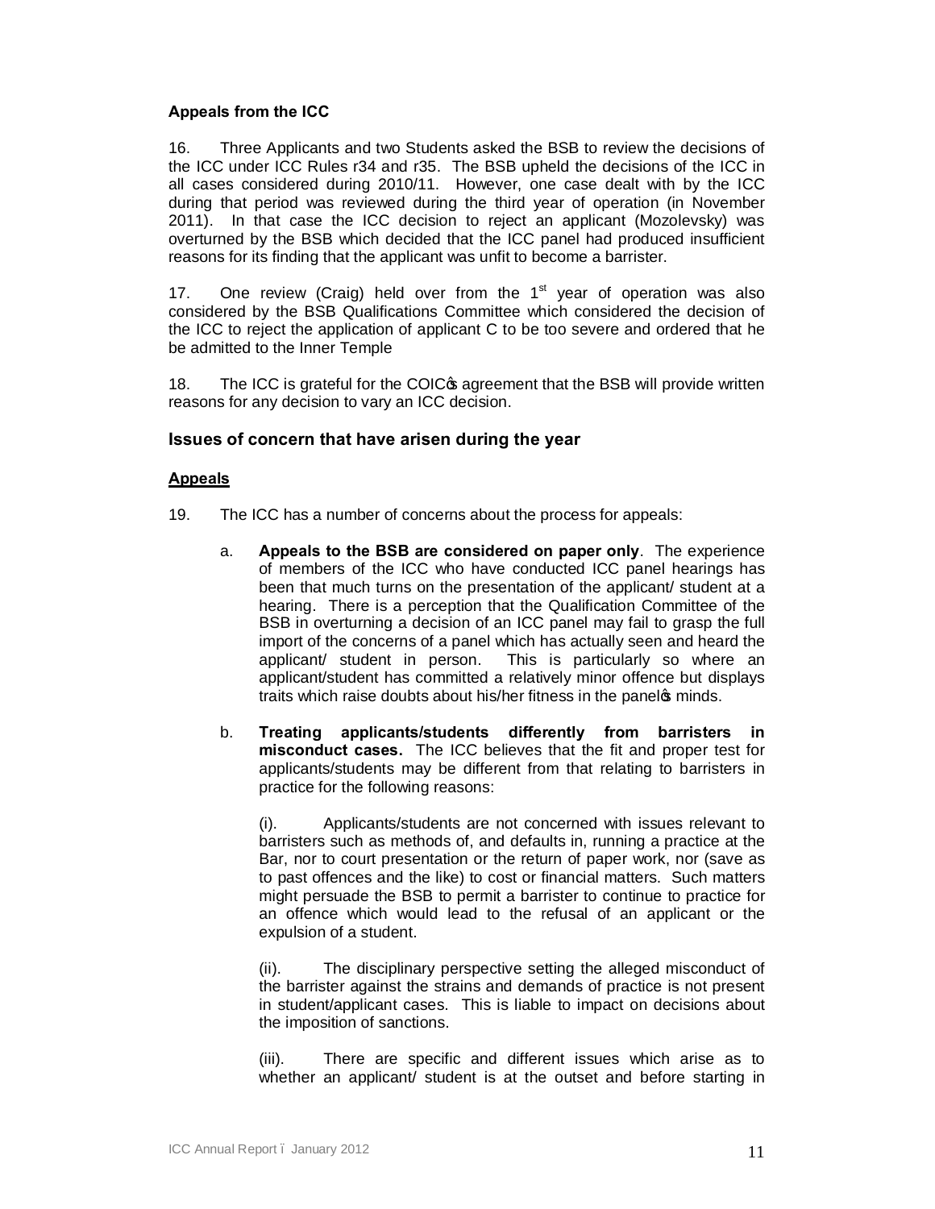### Appeals from the ICC

16. Three Applicants and two Students asked the BSB to review the decisions of the ICC under ICC Rules r34 and r35. The BSB upheld the decisions of the ICC in all cases considered during 2010/11. However, one case dealt with by the ICC during that period was reviewed during the third year of operation (in November 2011). In that case the ICC decision to reject an applicant (Mozolevsky) was overturned by the BSB which decided that the ICC panel had produced insufficient reasons for its finding that the applicant was unfit to become a barrister.

17. One review (Craig) held over from the 1st year of operation was also considered by the BSB Qualifications Committee which considered the decision of the ICC to reject the application of applicant C to be too severe and ordered that he be admitted to the Inner Temple

18. The ICC is grateful for the COIC's agreement that the BSB will provide written reasons for any decision to vary an ICC decision.

## Issues of concern that have arisen during the year

### Appeals

19. The ICC has a number of concerns about the process for appeals:

a. **Appeals to the BSB are considered on paper only**. The experience of members of the ICC who have conducted ICC panel hearings has been that much turns on the presentation of the applicant/ student at a hearing. There is a perception that the Qualification Committee of the BSB in overturning a decision of an ICC panel may fail to grasp the full import of the concerns of a panel which has actually seen and heard the applicant/ student in person. This is particularly so where an applicant/student has committed a relatively minor offence but displays traits which raise doubts about his/her fitness in the panel's minds.

b. **Treating applicants/students differently from barristers in misconduct cases.** The ICC believes that the fit and proper test for applicants/students may be different from that relating to barristers in practice for the following reasons:

(i). Applicants/students are not concerned with issues relevant to barristers such as methods of, and defaults in, running a practice at the Bar, nor to court presentation or the return of paper work, nor (save as to past offences and the like) to cost or financial matters. Such matters might persuade the BSB to permit a barrister to continue to practice for an offence which would lead to the refusal of an applicant or the expulsion of a student.

(ii). The disciplinary perspective setting the alleged misconduct of the barrister against the strains and demands of practice is not present in student/applicant cases. This is liable to impact on decisions about the imposition of sanctions.

(iii). There are specific and different issues which arise as to whether an applicant/ student is at the outset and before starting in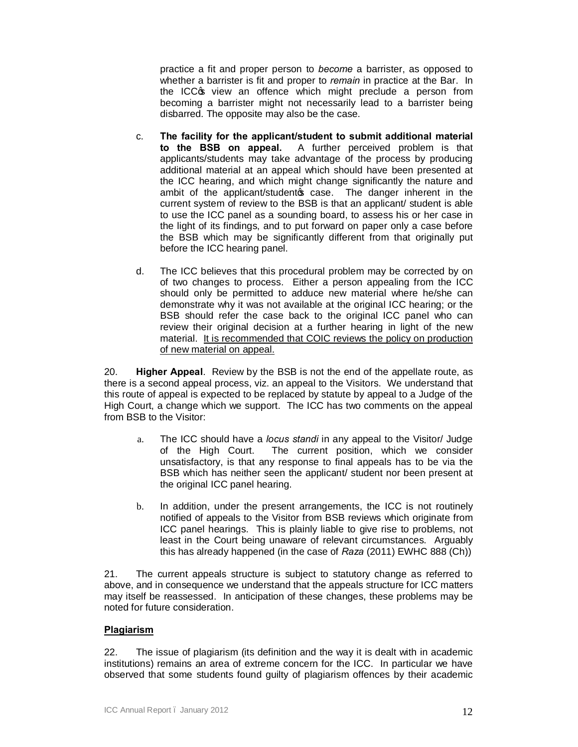practice a fit and proper person to *become* a barrister, as opposed to whether a barrister is fit and proper to *remain* in practice at the Bar. In the ICC's view an offence which might preclude a person from becoming a barrister might not necessarily lead to a barrister being disbarred. The opposite may also be the case.

c. **The facility for the applicant/student to submit additional material to the BSB on appeal.** A further perceived problem is that applicants/students may take advantage of the process by producing additional material at an appeal which should have been presented at the ICC hearing, and which might change significantly the nature and ambit of the applicant/student's case. The danger inherent in the current system of review to the BSB is that an applicant/ student is able to use the ICC panel as a sounding board, to assess his or her case in the light of its findings, and to put forward on paper only a case before the BSB which may be significantly different from that originally put before the ICC hearing panel.

d. The ICC believes that this procedural problem may be corrected by on of two changes to process. Either a person appealing from the ICC should only be permitted to adduce new material where he/she can demonstrate why it was not available at the original ICC hearing; or the BSB should refer the case back to the original ICC panel who can review their original decision at a further hearing in light of the new material. <u>It is recommended that COIC reviews the policy on production of new material on appeal.</u>

20. **Higher Appeal**. Review by the BSB is not the end of the appellate route, as there is a second appeal process, viz. an appeal to the Visitors. We understand that this route of appeal is expected to be replaced by statute by appeal to a Judge of the High Court, a change which we support. The ICC has two comments on the appeal from BSB to the Visitor:

a. The ICC should have a *locus standi* in any appeal to the Visitor/ Judge of the High Court. The current position, which we consider unsatisfactory, is that any response to final appeals has to be via the BSB which has neither seen the applicant/ student nor been present at the original ICC panel hearing.

b. In addition, under the present arrangements, the ICC is not routinely notified of appeals to the Visitor from BSB reviews which originate from ICC panel hearings. This is plainly liable to give rise to problems, not least in the Court being unaware of relevant circumstances. Arguably this has already happened (in the case of *Raza* (2011) EWHC 888 (Ch))

21. The current appeals structure is subject to statutory change as referred to above, and in consequence we understand that the appeals structure for ICC matters may itself be reassessed. In anticipation of these changes, these problems may be noted for future consideration.

## Plagiarism

22. The issue of plagiarism (its definition and the way it is dealt with in academic institutions) remains an area of extreme concern for the ICC. In particular we have observed that some students found guilty of plagiarism offences by their academic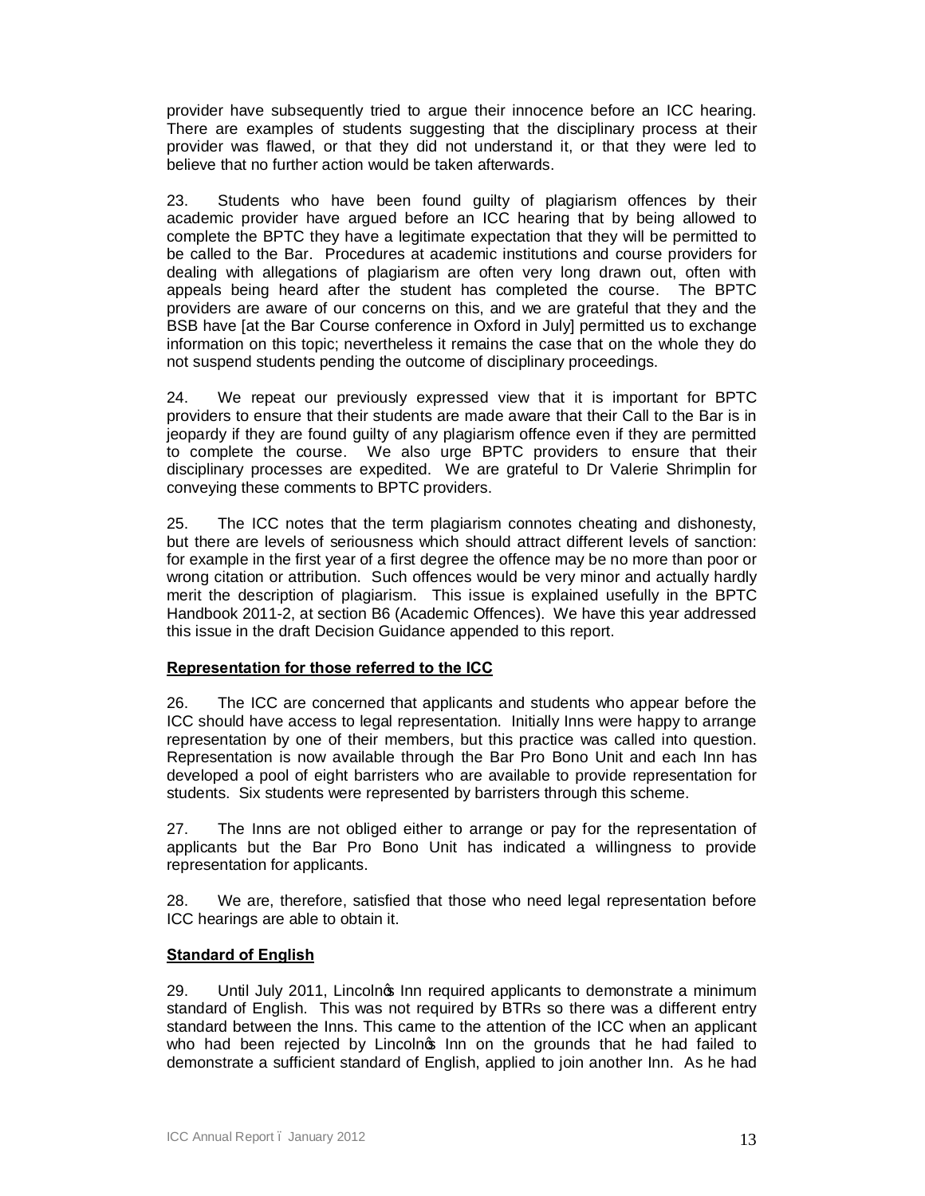provider have subsequently tried to argue their innocence before an ICC hearing. There are examples of students suggesting that the disciplinary process at their provider was flawed, or that they did not understand it, or that they were led to believe that no further action would be taken afterwards.

23. Students who have been found guilty of plagiarism offences by their academic provider have argued before an ICC hearing that by being allowed to complete the BPTC they have a legitimate expectation that they will be permitted to be called to the Bar. Procedures at academic institutions and course providers for dealing with allegations of plagiarism are often very long drawn out, often with appeals being heard after the student has completed the course. The BPTC providers are aware of our concerns on this, and we are grateful that they and the BSB have [at the Bar Course conference in Oxford in July] permitted us to exchange information on this topic; nevertheless it remains the case that on the whole they do not suspend students pending the outcome of disciplinary proceedings.

24. We repeat our previously expressed view that it is important for BPTC providers to ensure that their students are made aware that their Call to the Bar is in jeopardy if they are found guilty of any plagiarism offence even if they are permitted to complete the course. We also urge BPTC providers to ensure that their disciplinary processes are expedited. We are grateful to Dr Valerie Shrimplin for conveying these comments to BPTC providers.

25. The ICC notes that the term plagiarism connotes cheating and dishonesty, but there are levels of seriousness which should attract different levels of sanction: for example in the first year of a first degree the offence may be no more than poor or wrong citation or attribution. Such offences would be very minor and actually hardly merit the description of plagiarism. This issue is explained usefully in the BPTC Handbook 2011-2, at section B6 (Academic Offences). We have this year addressed this issue in the draft Decision Guidance appended to this report.

**Representation for those referred to the ICC**

26. The ICC are concerned that applicants and students who appear before the ICC should have access to legal representation. Initially Inns were happy to arrange representation by one of their members, but this practice was called into question. Representation is now available through the Bar Pro Bono Unit and each Inn has developed a pool of eight barristers who are available to provide representation for students. Six students were represented by barristers through this scheme.

27. The Inns are not obliged either to arrange or pay for the representation of applicants but the Bar Pro Bono Unit has indicated a willingness to provide representation for applicants.

28. We are, therefore, satisfied that those who need legal representation before ICC hearings are able to obtain it.

**Standard of English**

29. Until July 2011, Lincoln's Inn required applicants to demonstrate a minimum standard of English. This was not required by BTRs so there was a different entry standard between the Inns. This came to the attention of the ICC when an applicant who had been rejected by Lincoln's Inn on the grounds that he had failed to demonstrate a sufficient standard of English, applied to join another Inn. As he had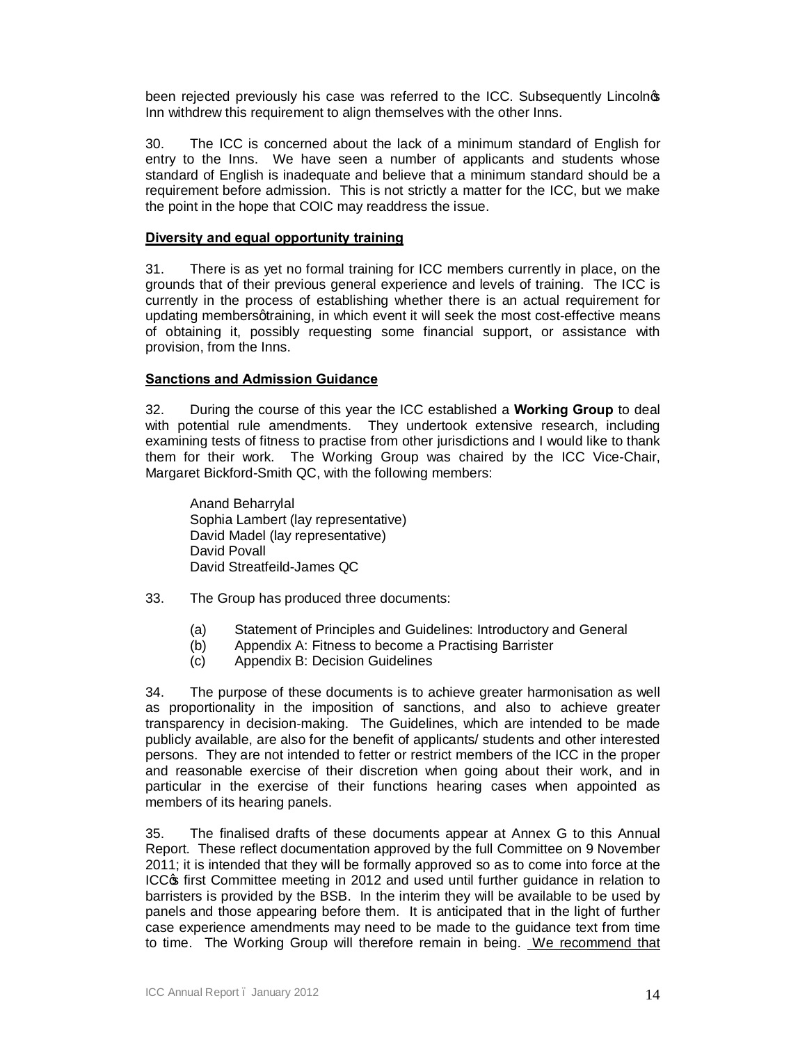been rejected previously his case was referred to the ICC. Subsequently Lincoln's Inn withdrew this requirement to align themselves with the other Inns.

30. The ICC is concerned about the lack of a minimum standard of English for entry to the Inns. We have seen a number of applicants and students whose standard of English is inadequate and believe that a minimum standard should be a requirement before admission. This is not strictly a matter for the ICC, but we make the point in the hope that COIC may readdress the issue.

**Diversity and equal opportunity training**

31. There is as yet no formal training for ICC members currently in place, on the grounds that of their previous general experience and levels of training. The ICC is currently in the process of establishing whether there is an actual requirement for updating members' training, in which event it will seek the most cost-effective means of obtaining it, possibly requesting some financial support, or assistance with provision, from the Inns.

**Sanctions and Admission Guidance**

32. During the course of this year the ICC established a **Working Group** to deal with potential rule amendments. They undertook extensive research, including examining tests of fitness to practise from other jurisdictions and I would like to thank them for their work. The Working Group was chaired by the ICC Vice-Chair, Margaret Bickford-Smith QC, with the following members:

Anand Beharrylal
Sophia Lambert (lay representative)
David Madel (lay representative)
David Povall
David Streatfeild-James QC

33. The Group has produced three documents:

(a) Statement of Principles and Guidelines: Introductory and General
(b) Appendix A: Fitness to become a Practising Barrister
(c) Appendix B: Decision Guidelines

34. The purpose of these documents is to achieve greater harmonisation as well as proportionality in the imposition of sanctions, and also to achieve greater transparency in decision-making. The Guidelines, which are intended to be made publicly available, are also for the benefit of applicants/ students and other interested persons. They are not intended to fetter or restrict members of the ICC in the proper and reasonable exercise of their discretion when going about their work, and in particular in the exercise of their functions hearing cases when appointed as members of its hearing panels.

35. The finalised drafts of these documents appear at Annex G to this Annual Report. These reflect documentation approved by the full Committee on 9 November 2011; it is intended that they will be formally approved so as to come into force at the ICC's first Committee meeting in 2012 and used until further guidance in relation to barristers is provided by the BSB. In the interim they will be available to be used by panels and those appearing before them. It is anticipated that in the light of further case experience amendments may need to be made to the guidance text from time to time. The Working Group will therefore remain in being. We recommend that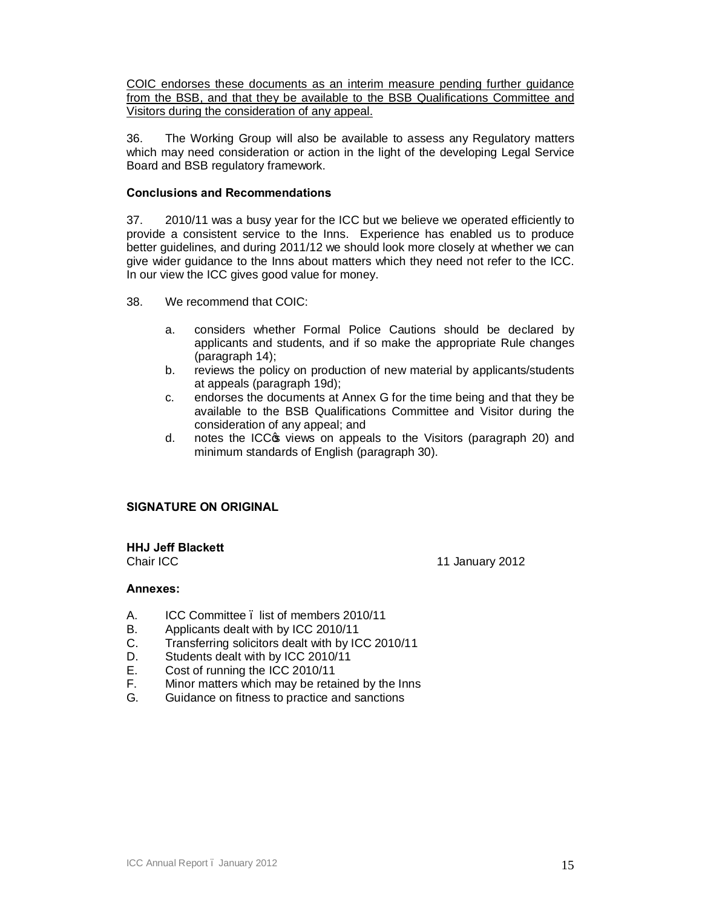COIC endorses these documents as an interim measure pending further guidance from the BSB, and that they be available to the BSB Qualifications Committee and Visitors during the consideration of any appeal.

36. The Working Group will also be available to assess any Regulatory matters which may need consideration or action in the light of the developing Legal Service Board and BSB regulatory framework.

**Conclusions and Recommendations**

37. 2010/11 was a busy year for the ICC but we believe we operated efficiently to provide a consistent service to the Inns. Experience has enabled us to produce better guidelines, and during 2011/12 we should look more closely at whether we can give wider guidance to the Inns about matters which they need not refer to the ICC. In our view the ICC gives good value for money.

38. We recommend that COIC:

a. considers whether Formal Police Cautions should be declared by applicants and students, and if so make the appropriate Rule changes (paragraph 14);

b. reviews the policy on production of new material by applicants/students at appeals (paragraph 19d);

c. endorses the documents at Annex G for the time being and that they be available to the BSB Qualifications Committee and Visitor during the consideration of any appeal; and

d. notes the ICC's views on appeals to the Visitors (paragraph 20) and minimum standards of English (paragraph 30).

**SIGNATURE ON ORIGINAL**

**HHJ Jeff Blackett**
Chair ICC

11 January 2012

**Annexes:**

A. ICC Committee – list of members 2010/11
B. Applicants dealt with by ICC 2010/11
C. Transferring solicitors dealt with by ICC 2010/11
D. Students dealt with by ICC 2010/11
E. Cost of running the ICC 2010/11
F. Minor matters which may be retained by the Inns
G. Guidance on fitness to practice and sanctions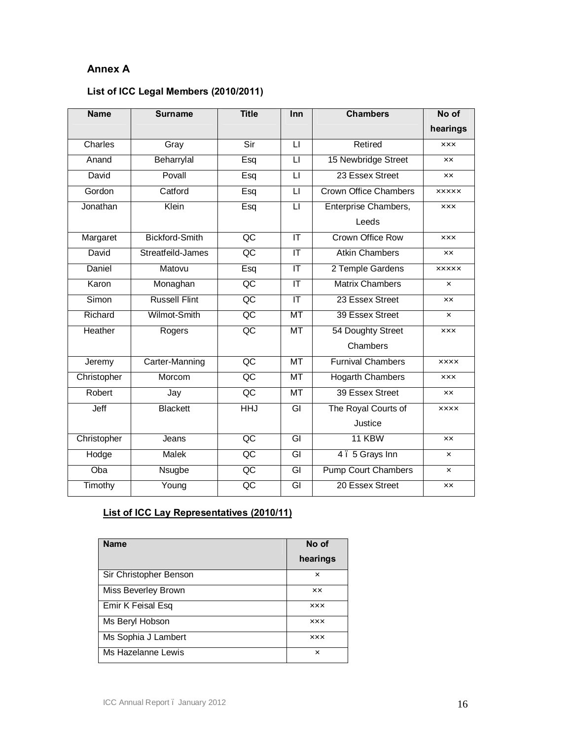## Annex A

### List of ICC Legal Members (2010/2011)

| Name | Surname | Title | Inn | Chambers | No of hearings |
|---|---|---|---|---|---|
| Charles | Gray | Sir | LI | Retired | ××× |
| Anand | Beharrylal | Esq | LI | 15 Newbridge Street | ×× |
| David | Povall | Esq | LI | 23 Essex Street | ×× |
| Gordon | Catford | Esq | LI | Crown Office Chambers | ××××× |
| Jonathan | Klein | Esq | LI | Enterprise Chambers, Leeds | ××× |
| Margaret | Bickford-Smith | QC | IT | Crown Office Row | ××× |
| David | Streatfeild-James | QC | IT | Atkin Chambers | ×× |
| Daniel | Matovu | Esq | IT | 2 Temple Gardens | ××××× |
| Karon | Monaghan | QC | IT | Matrix Chambers | × |
| Simon | Russell Flint | QC | IT | 23 Essex Street | ×× |
| Richard | Wilmot-Smith | QC | MT | 39 Essex Street | × |
| Heather | Rogers | QC | MT | 54 Doughty Street Chambers | ××× |
| Jeremy | Carter-Manning | QC | MT | Furnival Chambers | ×××× |
| Christopher | Morcom | QC | MT | Hogarth Chambers | ××× |
| Robert | Jay | QC | MT | 39 Essex Street | ×× |
| Jeff | Blackett | HHJ | GI | The Royal Courts of Justice | ×××× |
| Christopher | Jeans | QC | GI | 11 KBW | ×× |
| Hodge | Malek | QC | GI | 4 – 5 Grays Inn | × |
| Oba | Nsugbe | QC | GI | Pump Court Chambers | × |
| Timothy | Young | QC | GI | 20 Essex Street | ×× |

### List of ICC Lay Representatives (2010/11)

| Name | No of hearings |
|---|---|
| Sir Christopher Benson | × |
| Miss Beverley Brown | ×× |
| Emir K Feisal Esq | ××× |
| Ms Beryl Hobson | ××× |
| Ms Sophia J Lambert | ××× |
| Ms Hazelanne Lewis | × |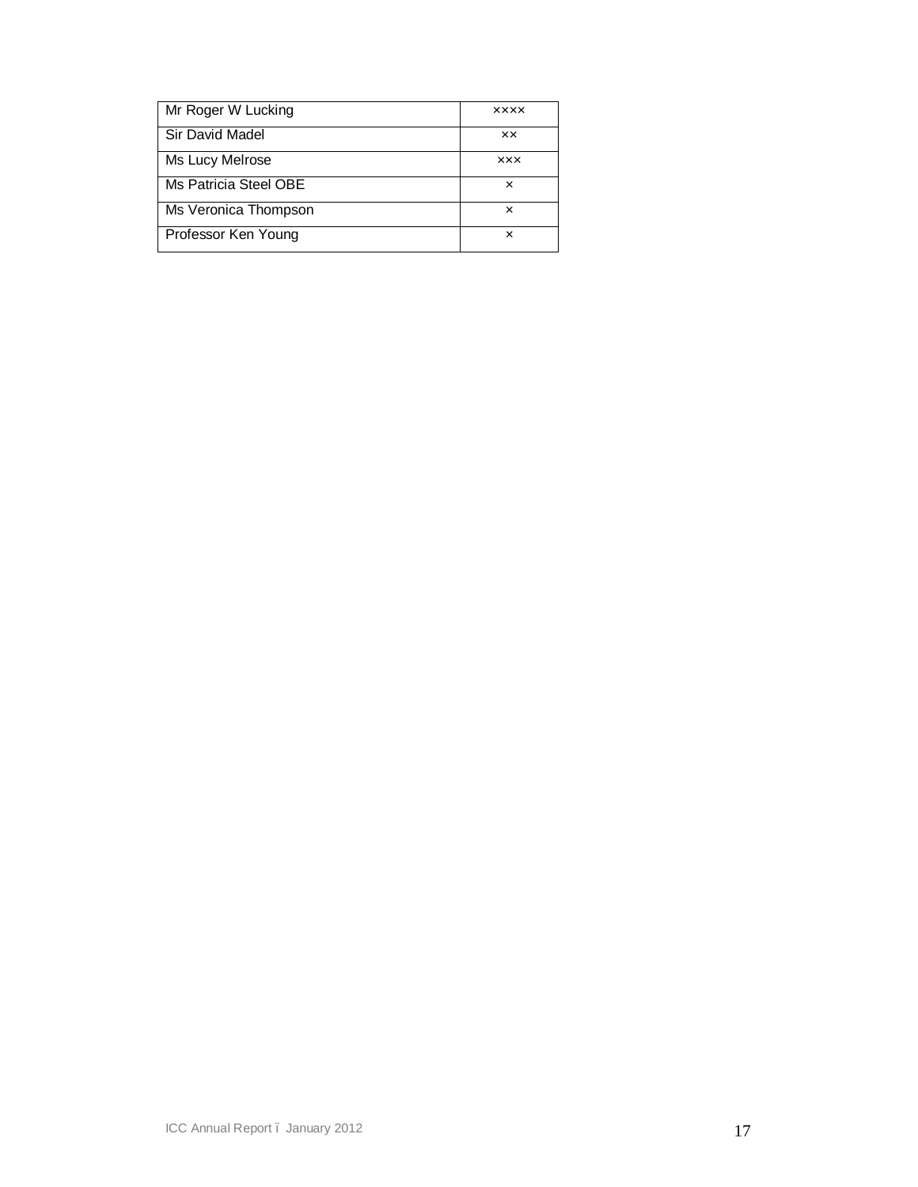| Mr Roger W Lucking | ×××× |
|---|---|
| Sir David Madel | ×× |
| Ms Lucy Melrose | ××× |
| Ms Patricia Steel OBE | × |
| Ms Veronica Thompson | × |
| Professor Ken Young | × |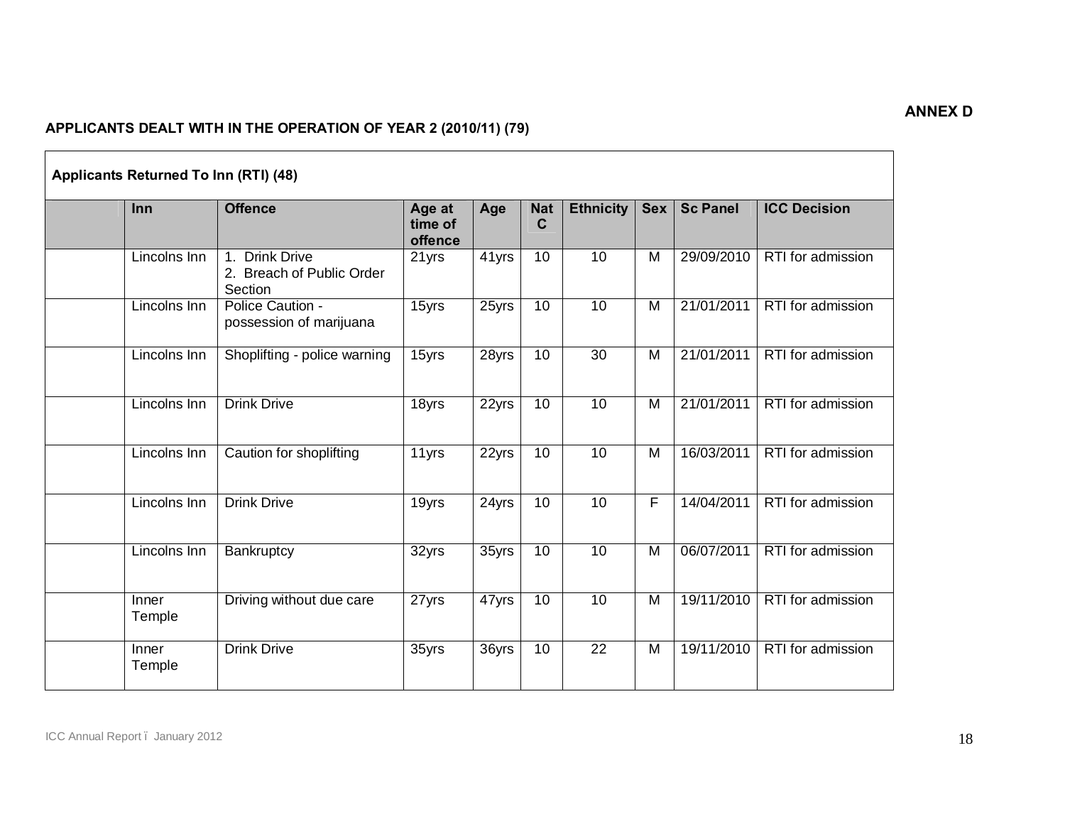**ANNEX D**

**APPLICANTS DEALT WITH IN THE OPERATION OF YEAR 2 (2010/11) (79)**

**Applicants Returned To Inn (RTI) (48)**

| | Inn | Offence | Age at time of offence | Age | Nat C | Ethnicity | Sex | Sc Panel | ICC Decision |
|---|---|---|---|---|---|---|---|---|---|
| | Lincolns Inn | 1. Drink Drive<br>2. Breach of Public Order Section | 21yrs | 41yrs | 10 | 10 | M | 29/09/2010 | RTI for admission |
| | Lincolns Inn | Police Caution - possession of marijuana | 15yrs | 25yrs | 10 | 10 | M | 21/01/2011 | RTI for admission |
| | Lincolns Inn | Shoplifting - police warning | 15yrs | 28yrs | 10 | 30 | M | 21/01/2011 | RTI for admission |
| | Lincolns Inn | Drink Drive | 18yrs | 22yrs | 10 | 10 | M | 21/01/2011 | RTI for admission |
| | Lincolns Inn | Caution for shoplifting | 11yrs | 22yrs | 10 | 10 | M | 16/03/2011 | RTI for admission |
| | Lincolns Inn | Drink Drive | 19yrs | 24yrs | 10 | 10 | F | 14/04/2011 | RTI for admission |
| | Lincolns Inn | Bankruptcy | 32yrs | 35yrs | 10 | 10 | M | 06/07/2011 | RTI for admission |
| | Inner Temple | Driving without due care | 27yrs | 47yrs | 10 | 10 | M | 19/11/2010 | RTI for admission |
| | Inner Temple | Drink Drive | 35yrs | 36yrs | 10 | 22 | M | 19/11/2010 | RTI for admission |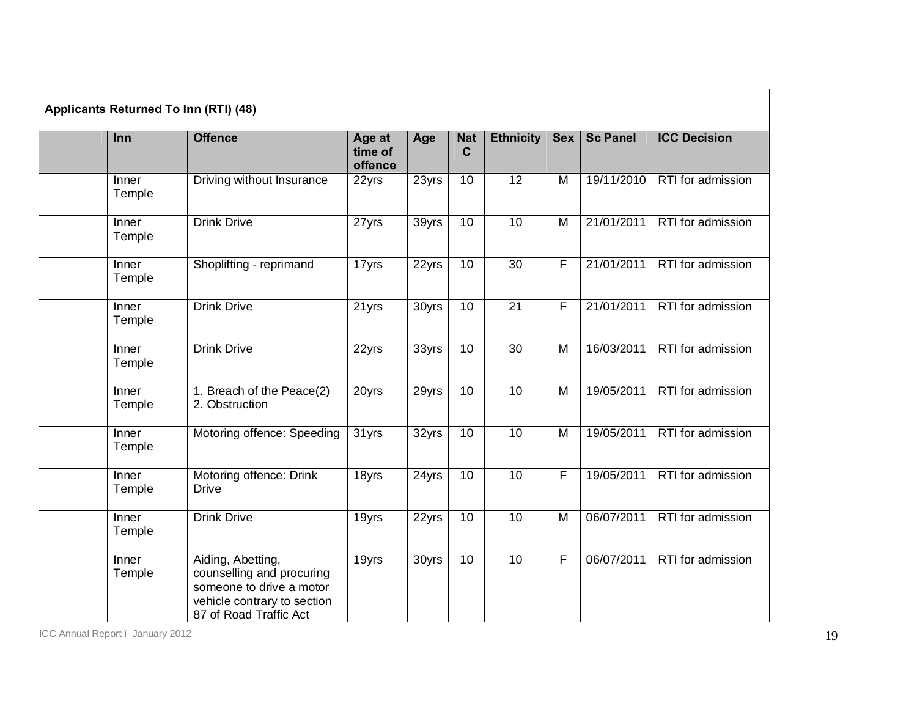**Applicants Returned To Inn (RTI) (48)**

| | Inn | Offence | Age at time of offence | Age | Nat C | Ethnicity | Sex | Sc Panel | ICC Decision |
|---|---|---|---|---|---|---|---|---|---|
| | Inner Temple | Driving without Insurance | 22yrs | 23yrs | 10 | 12 | M | 19/11/2010 | RTI for admission |
| | Inner Temple | Drink Drive | 27yrs | 39yrs | 10 | 10 | M | 21/01/2011 | RTI for admission |
| | Inner Temple | Shoplifting - reprimand | 17yrs | 22yrs | 10 | 30 | F | 21/01/2011 | RTI for admission |
| | Inner Temple | Drink Drive | 21yrs | 30yrs | 10 | 21 | F | 21/01/2011 | RTI for admission |
| | Inner Temple | Drink Drive | 22yrs | 33yrs | 10 | 30 | M | 16/03/2011 | RTI for admission |
| | Inner Temple | 1. Breach of the Peace(2) 2. Obstruction | 20yrs | 29yrs | 10 | 10 | M | 19/05/2011 | RTI for admission |
| | Inner Temple | Motoring offence: Speeding | 31yrs | 32yrs | 10 | 10 | M | 19/05/2011 | RTI for admission |
| | Inner Temple | Motoring offence: Drink Drive | 18yrs | 24yrs | 10 | 10 | F | 19/05/2011 | RTI for admission |
| | Inner Temple | Drink Drive | 19yrs | 22yrs | 10 | 10 | M | 06/07/2011 | RTI for admission |
| | Inner Temple | Aiding, Abetting, counselling and procuring someone to drive a motor vehicle contrary to section 87 of Road Traffic Act | 19yrs | 30yrs | 10 | 10 | F | 06/07/2011 | RTI for admission |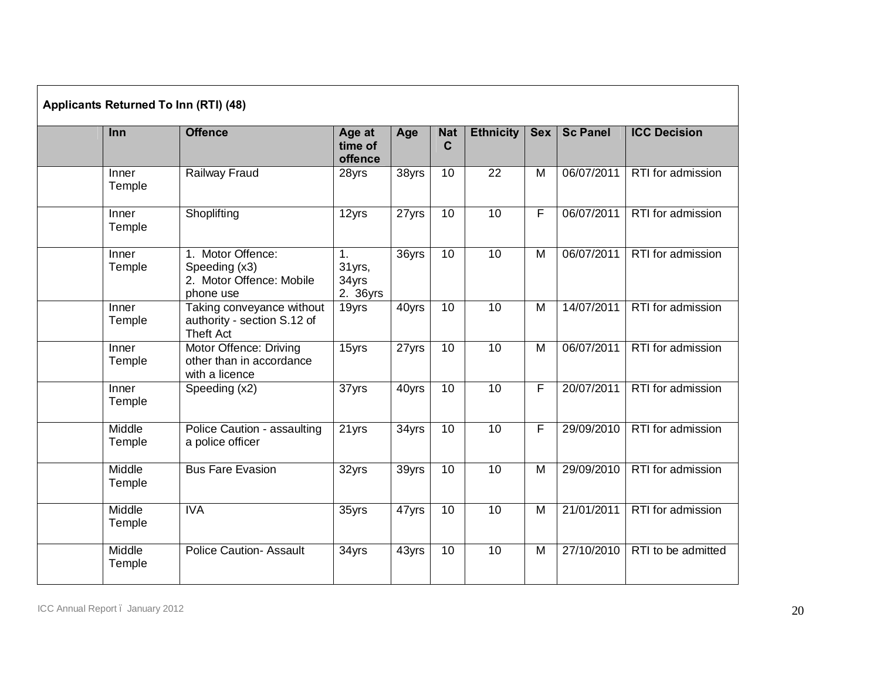**Applicants Returned To Inn (RTI) (48)**

| | Inn | Offence | Age at time of offence | Age | Nat C | Ethnicity | Sex | Sc Panel | ICC Decision |
|---|---|---|---|---|---|---|---|---|---|
| | Inner Temple | Railway Fraud | 28yrs | 38yrs | 10 | 22 | M | 06/07/2011 | RTI for admission |
| | Inner Temple | Shoplifting | 12yrs | 27yrs | 10 | 10 | F | 06/07/2011 | RTI for admission |
| | Inner Temple | 1. Motor Offence: Speeding (x3)<br>2. Motor Offence: Mobile phone use | 1. 31yrs, 34yrs<br>2. 36yrs | 36yrs | 10 | 10 | M | 06/07/2011 | RTI for admission |
| | Inner Temple | Taking conveyance without authority - section S.12 of Theft Act | 19yrs | 40yrs | 10 | 10 | M | 14/07/2011 | RTI for admission |
| | Inner Temple | Motor Offence: Driving other than in accordance with a licence | 15yrs | 27yrs | 10 | 10 | M | 06/07/2011 | RTI for admission |
| | Inner Temple | Speeding (x2) | 37yrs | 40yrs | 10 | 10 | F | 20/07/2011 | RTI for admission |
| | Middle Temple | Police Caution - assaulting a police officer | 21yrs | 34yrs | 10 | 10 | F | 29/09/2010 | RTI for admission |
| | Middle Temple | Bus Fare Evasion | 32yrs | 39yrs | 10 | 10 | M | 29/09/2010 | RTI for admission |
| | Middle Temple | IVA | 35yrs | 47yrs | 10 | 10 | M | 21/01/2011 | RTI for admission |
| | Middle Temple | Police Caution- Assault | 34yrs | 43yrs | 10 | 10 | M | 27/10/2010 | RTI to be admitted |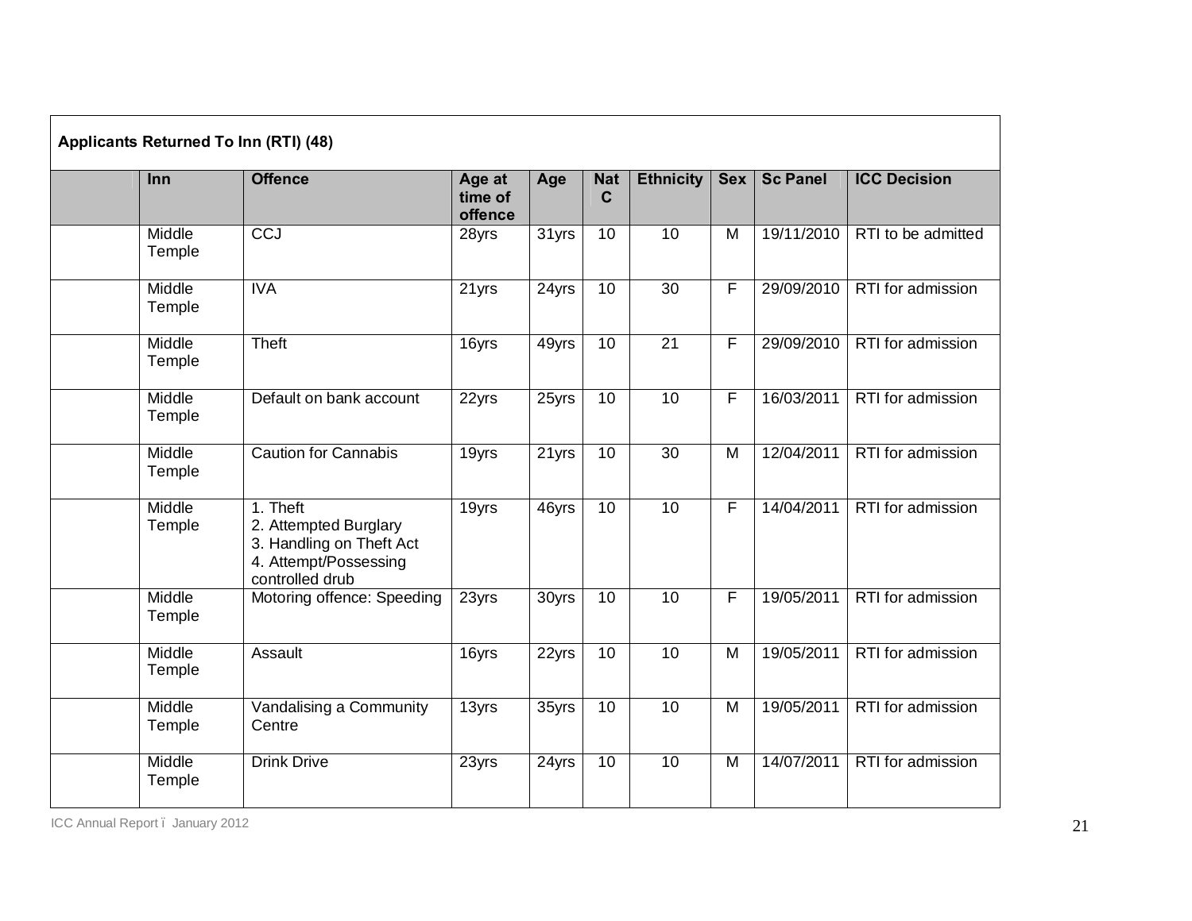**Applicants Returned To Inn (RTI) (48)**

| | Inn | Offence | Age at time of offence | Age | Nat C | Ethnicity | Sex | Sc Panel | ICC Decision |
|---|---|---|---|---|---|---|---|---|---|
| | Middle Temple | CCJ | 28yrs | 31yrs | 10 | 10 | M | 19/11/2010 | RTI to be admitted |
| | Middle Temple | IVA | 21yrs | 24yrs | 10 | 30 | F | 29/09/2010 | RTI for admission |
| | Middle Temple | Theft | 16yrs | 49yrs | 10 | 21 | F | 29/09/2010 | RTI for admission |
| | Middle Temple | Default on bank account | 22yrs | 25yrs | 10 | 10 | F | 16/03/2011 | RTI for admission |
| | Middle Temple | Caution for Cannabis | 19yrs | 21yrs | 10 | 30 | M | 12/04/2011 | RTI for admission |
| | Middle Temple | 1. Theft<br>2. Attempted Burglary<br>3. Handling on Theft Act<br>4. Attempt/Possessing controlled drub | 19yrs | 46yrs | 10 | 10 | F | 14/04/2011 | RTI for admission |
| | Middle Temple | Motoring offence: Speeding | 23yrs | 30yrs | 10 | 10 | F | 19/05/2011 | RTI for admission |
| | Middle Temple | Assault | 16yrs | 22yrs | 10 | 10 | M | 19/05/2011 | RTI for admission |
| | Middle Temple | Vandalising a Community Centre | 13yrs | 35yrs | 10 | 10 | M | 19/05/2011 | RTI for admission |
| | Middle Temple | Drink Drive | 23yrs | 24yrs | 10 | 10 | M | 14/07/2011 | RTI for admission |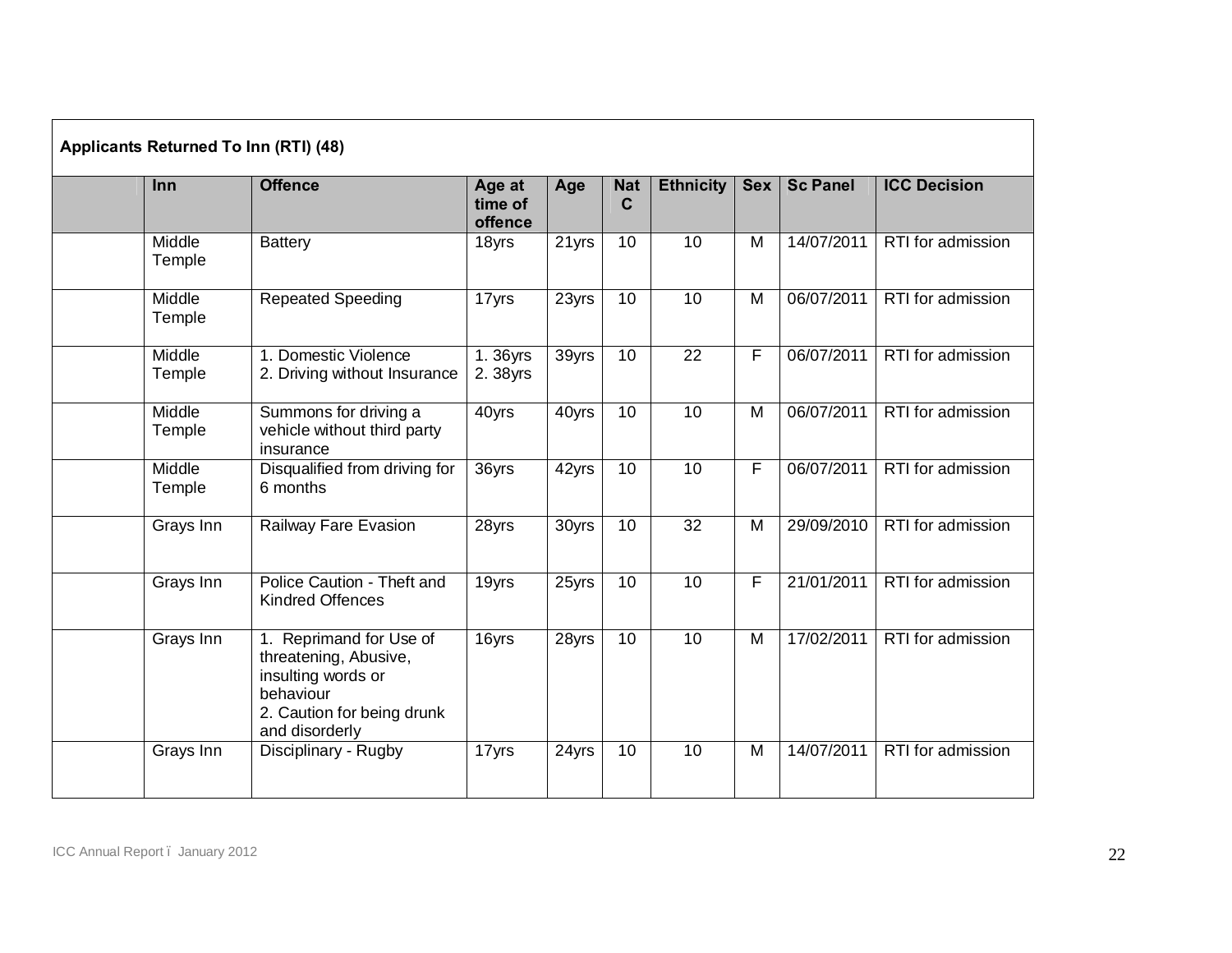**Applicants Returned To Inn (RTI) (48)**

| | Inn | Offence | Age at time of offence | Age | Nat C | Ethnicity | Sex | Sc Panel | ICC Decision |
|---|---|---|---|---|---|---|---|---|---|
| | Middle Temple | Battery | 18yrs | 21yrs | 10 | 10 | M | 14/07/2011 | RTI for admission |
| | Middle Temple | Repeated Speeding | 17yrs | 23yrs | 10 | 10 | M | 06/07/2011 | RTI for admission |
| | Middle Temple | 1. Domestic Violence<br>2. Driving without Insurance | 1. 36yrs<br>2. 38yrs | 39yrs | 10 | 22 | F | 06/07/2011 | RTI for admission |
| | Middle Temple | Summons for driving a vehicle without third party insurance | 40yrs | 40yrs | 10 | 10 | M | 06/07/2011 | RTI for admission |
| | Middle Temple | Disqualified from driving for 6 months | 36yrs | 42yrs | 10 | 10 | F | 06/07/2011 | RTI for admission |
| | Grays Inn | Railway Fare Evasion | 28yrs | 30yrs | 10 | 32 | M | 29/09/2010 | RTI for admission |
| | Grays Inn | Police Caution - Theft and Kindred Offences | 19yrs | 25yrs | 10 | 10 | F | 21/01/2011 | RTI for admission |
| | Grays Inn | 1. Reprimand for Use of threatening, Abusive, insulting words or behaviour<br>2. Caution for being drunk and disorderly | 16yrs | 28yrs | 10 | 10 | M | 17/02/2011 | RTI for admission |
| | Grays Inn | Disciplinary - Rugby | 17yrs | 24yrs | 10 | 10 | M | 14/07/2011 | RTI for admission |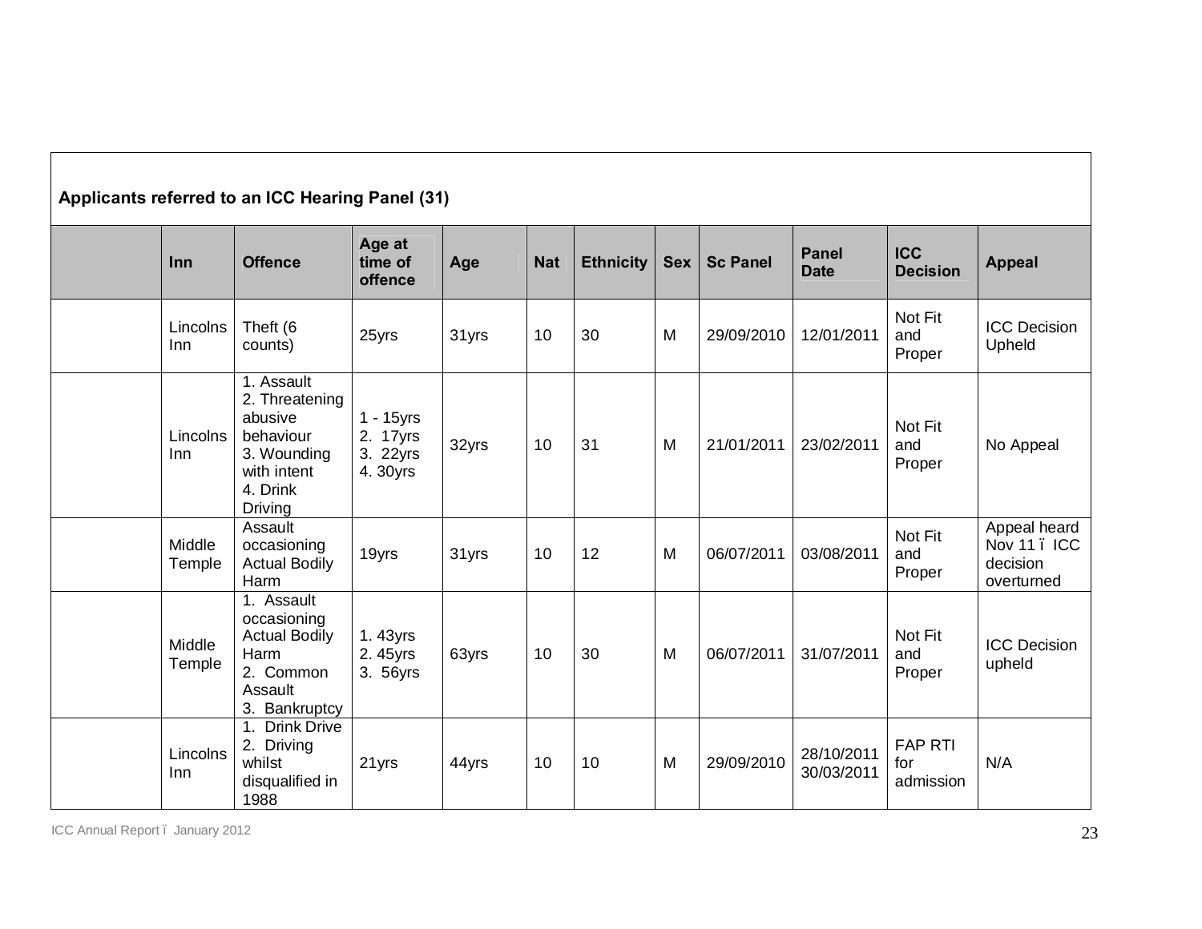**Applicants referred to an ICC Hearing Panel (31)**

| | Inn | Offence | Age at time of offence | Age | Nat | Ethnicity | Sex | Sc Panel | Panel Date | ICC Decision | Appeal |
|---|---|---|---|---|---|---|---|---|---|---|---|
| | Lincolns Inn | Theft (6 counts) | 25yrs | 31yrs | 10 | 30 | M | 29/09/2010 | 12/01/2011 | Not Fit and Proper | ICC Decision Upheld |
| | Lincolns Inn | 1. Assault<br>2. Threatening abusive behaviour<br>3. Wounding with intent<br>4. Drink Driving | 1 - 15yrs<br>2. 17yrs<br>3. 22yrs<br>4. 30yrs | 32yrs | 10 | 31 | M | 21/01/2011 | 23/02/2011 | Not Fit and Proper | No Appeal |
| | Middle Temple | Assault occasioning Actual Bodily Harm | 19yrs | 31yrs | 10 | 12 | M | 06/07/2011 | 03/08/2011 | Not Fit and Proper | Appeal heard Nov 11 – ICC decision overturned |
| | Middle Temple | 1. Assault occasioning Actual Bodily Harm<br>2. Common Assault<br>3. Bankruptcy | 1. 43yrs<br>2. 45yrs<br>3. 56yrs | 63yrs | 10 | 30 | M | 06/07/2011 | 31/07/2011 | Not Fit and Proper | ICC Decision upheld |
| | Lincolns Inn | 1. Drink Drive<br>2. Driving whilst disqualified in 1988 | 21yrs | 44yrs | 10 | 10 | M | 29/09/2010 | 28/10/2011<br>30/03/2011 | FAP RTI for admission | N/A |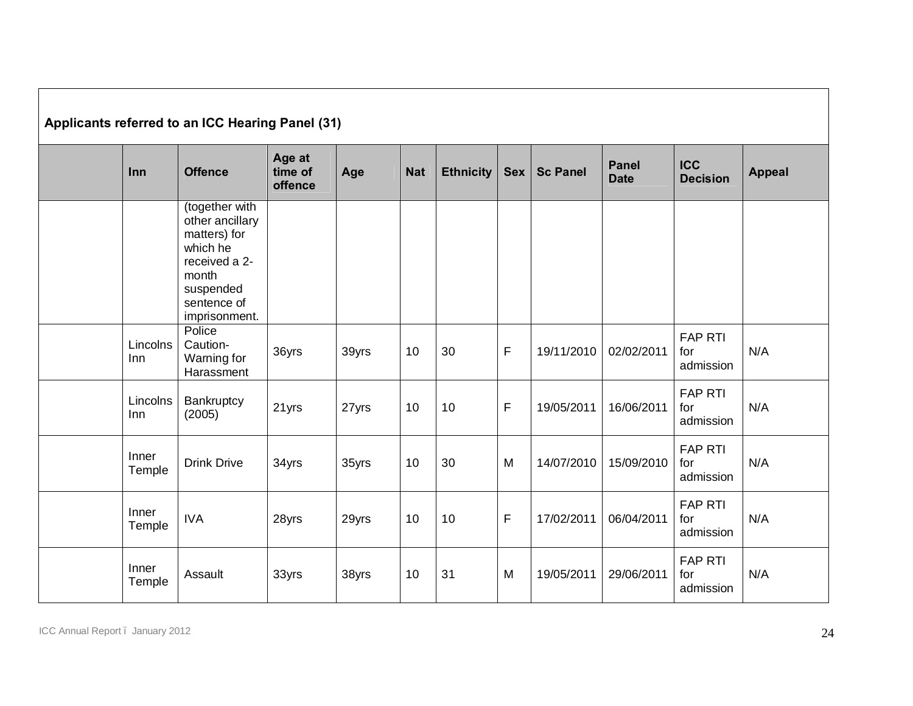**Applicants referred to an ICC Hearing Panel (31)**

| | Inn | Offence | Age at time of offence | Age | Nat | Ethnicity | Sex | Sc Panel | Panel Date | ICC Decision | Appeal |
|---|---|---|---|---|---|---|---|---|---|---|---|
| | | (together with other ancillary matters) for which he received a 2-month suspended sentence of imprisonment. | | | | | | | | | |
| | Lincolns Inn | Police Caution-Warning for Harassment | 36yrs | 39yrs | 10 | 30 | F | 19/11/2010 | 02/02/2011 | FAP RTI for admission | N/A |
| | Lincolns Inn | Bankruptcy (2005) | 21yrs | 27yrs | 10 | 10 | F | 19/05/2011 | 16/06/2011 | FAP RTI for admission | N/A |
| | Inner Temple | Drink Drive | 34yrs | 35yrs | 10 | 30 | M | 14/07/2010 | 15/09/2010 | FAP RTI for admission | N/A |
| | Inner Temple | IVA | 28yrs | 29yrs | 10 | 10 | F | 17/02/2011 | 06/04/2011 | FAP RTI for admission | N/A |
| | Inner Temple | Assault | 33yrs | 38yrs | 10 | 31 | M | 19/05/2011 | 29/06/2011 | FAP RTI for admission | N/A |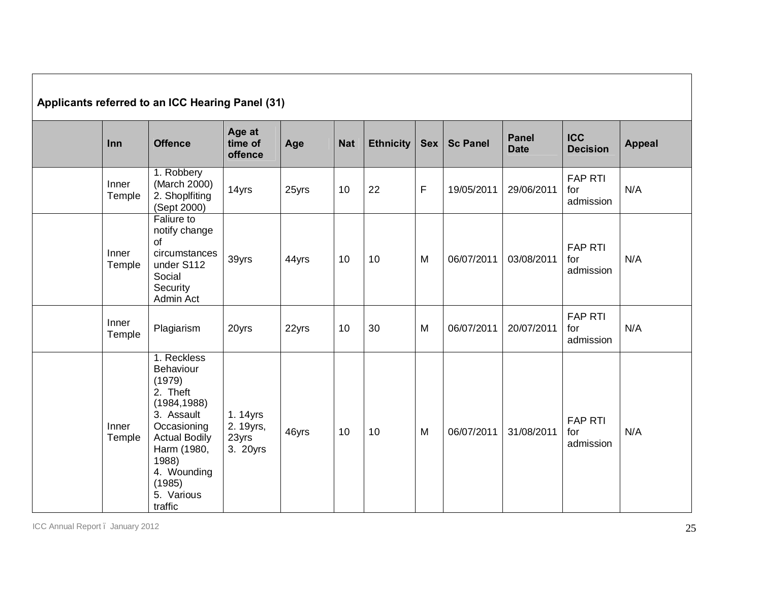| Applicants referred to an ICC Hearing Panel (31) | | | | | | | | | | | |
|---|---|---|---|---|---|---|---|---|---|---|---|
| | **Inn** | **Offence** | **Age at time of offence** | **Age** | **Nat** | **Ethnicity** | **Sex** | **Sc Panel** | **Panel Date** | **ICC Decision** | **Appeal** |
| | Inner Temple | 1. Robbery (March 2000) 2. Shoplfiting (Sept 2000) | 14yrs | 25yrs | 10 | 22 | F | 19/05/2011 | 29/06/2011 | FAP RTI for admission | N/A |
| | Inner Temple | Faliure to notify change of circumstances under S112 Social Security Admin Act | 39yrs | 44yrs | 10 | 10 | M | 06/07/2011 | 03/08/2011 | FAP RTI for admission | N/A |
| | Inner Temple | Plagiarism | 20yrs | 22yrs | 10 | 30 | M | 06/07/2011 | 20/07/2011 | FAP RTI for admission | N/A |
| | Inner Temple | 1. Reckless Behaviour (1979) 2. Theft (1984,1988) 3. Assault Occasioning Actual Bodily Harm (1980, 1988) 4. Wounding (1985) 5. Various traffic | 1. 14yrs 2. 19yrs, 23yrs 3. 20yrs | 46yrs | 10 | 10 | M | 06/07/2011 | 31/08/2011 | FAP RTI for admission | N/A |

ICC Annual Report – January 2012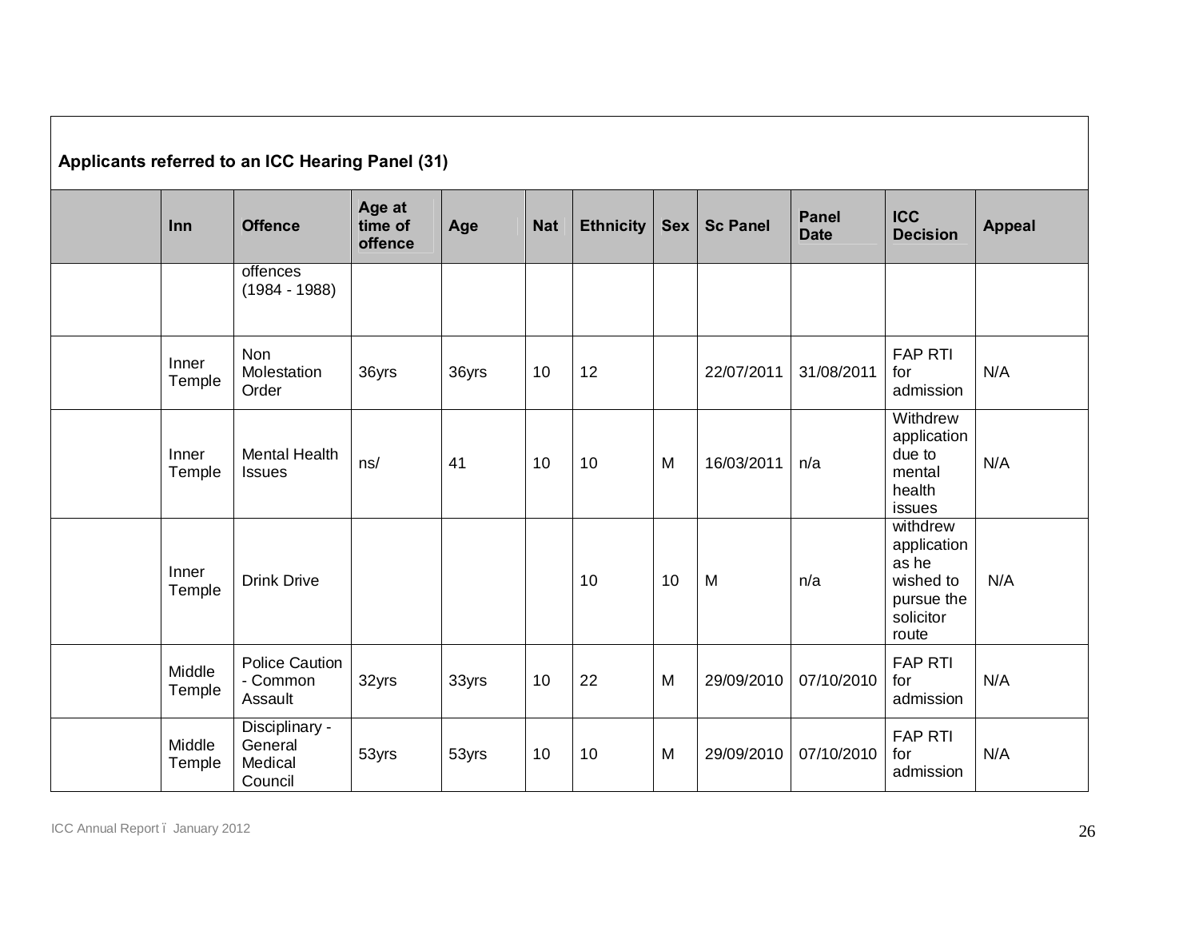| Applicants referred to an ICC Hearing Panel (31) | | | | | | | | | | | |
|---|---|---|---|---|---|---|---|---|---|---|---|
| | Inn | Offence | Age at time of offence | Age | Nat | Ethnicity | Sex | Sc Panel | Panel Date | ICC Decision | Appeal |
| | | offences (1984 - 1988) | | | | | | | | | |
| | Inner Temple | Non Molestation Order | 36yrs | 36yrs | 10 | 12 | | 22/07/2011 | 31/08/2011 | FAP RTI for admission | N/A |
| | Inner Temple | Mental Health Issues | ns/ | 41 | 10 | 10 | M | 16/03/2011 | n/a | Withdrew application due to mental health issues | N/A |
| | Inner Temple | Drink Drive | | | | 10 | 10 | M | n/a | withdrew application as he wished to pursue the solicitor route | N/A |
| | Middle Temple | Police Caution - Common Assault | 32yrs | 33yrs | 10 | 22 | M | 29/09/2010 | 07/10/2010 | FAP RTI for admission | N/A |
| | Middle Temple | Disciplinary - General Medical Council | 53yrs | 53yrs | 10 | 10 | M | 29/09/2010 | 07/10/2010 | FAP RTI for admission | N/A |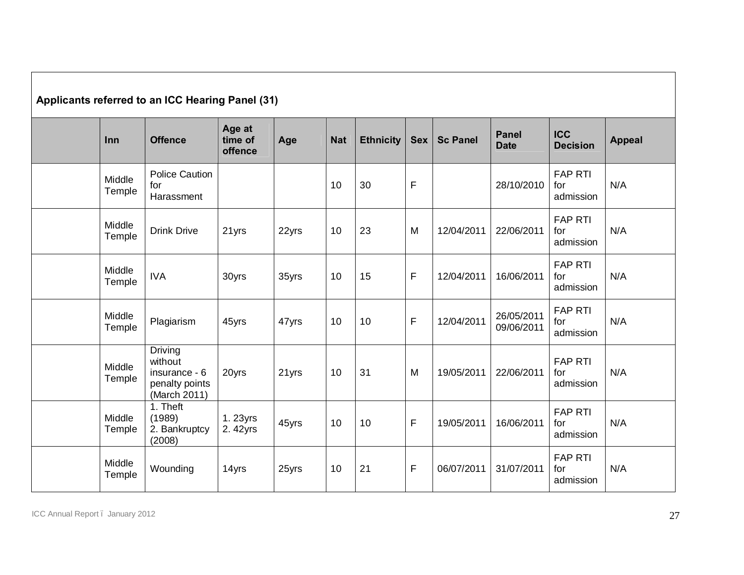**Applicants referred to an ICC Hearing Panel (31)**

| | Inn | Offence | Age at time of offence | Age | Nat | Ethnicity | Sex | Sc Panel | Panel Date | ICC Decision | Appeal |
|---|---|---|---|---|---|---|---|---|---|---|---|
| | Middle Temple | Police Caution for Harassment | | | 10 | 30 | F | | 28/10/2010 | FAP RTI for admission | N/A |
| | Middle Temple | Drink Drive | 21yrs | 22yrs | 10 | 23 | M | 12/04/2011 | 22/06/2011 | FAP RTI for admission | N/A |
| | Middle Temple | IVA | 30yrs | 35yrs | 10 | 15 | F | 12/04/2011 | 16/06/2011 | FAP RTI for admission | N/A |
| | Middle Temple | Plagiarism | 45yrs | 47yrs | 10 | 10 | F | 12/04/2011 | 26/05/2011 09/06/2011 | FAP RTI for admission | N/A |
| | Middle Temple | Driving without insurance - 6 penalty points (March 2011) | 20yrs | 21yrs | 10 | 31 | M | 19/05/2011 | 22/06/2011 | FAP RTI for admission | N/A |
| | Middle Temple | 1. Theft (1989) 2. Bankruptcy (2008) | 1. 23yrs 2. 42yrs | 45yrs | 10 | 10 | F | 19/05/2011 | 16/06/2011 | FAP RTI for admission | N/A |
| | Middle Temple | Wounding | 14yrs | 25yrs | 10 | 21 | F | 06/07/2011 | 31/07/2011 | FAP RTI for admission | N/A |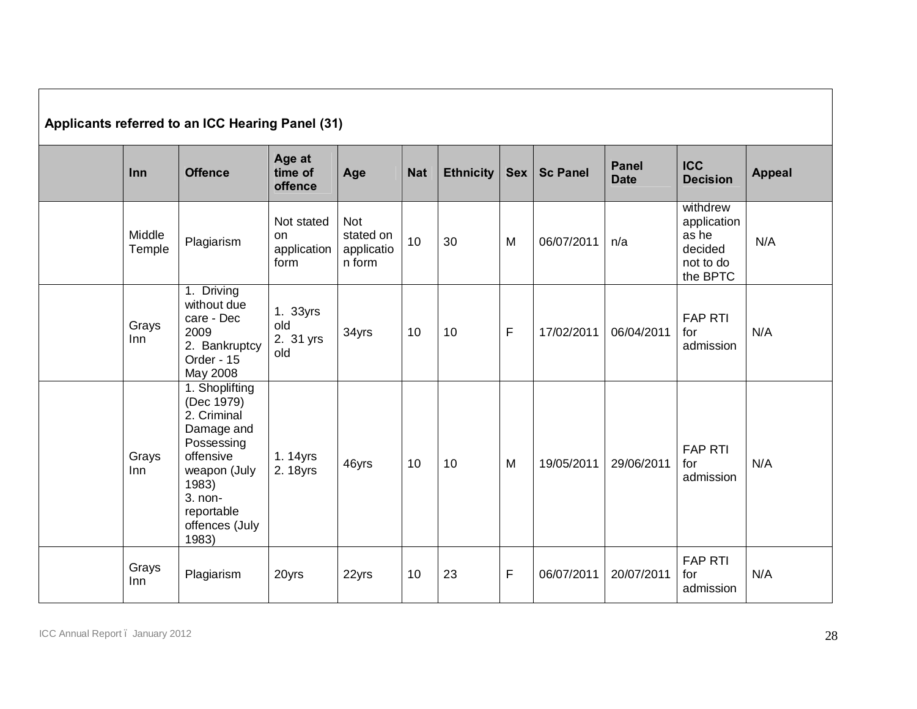**Applicants referred to an ICC Hearing Panel (31)**

| | Inn | Offence | Age at time of offence | Age | Nat | Ethnicity | Sex | Sc Panel | Panel Date | ICC Decision | Appeal |
|---|---|---|---|---|---|---|---|---|---|---|---|
| | Middle Temple | Plagiarism | Not stated on application form | Not stated on application form | 10 | 30 | M | 06/07/2011 | n/a | withdrew application as he decided not to do the BPTC | N/A |
| | Grays Inn | 1. Driving without due care - Dec 2009<br>2. Bankruptcy Order - 15 May 2008 | 1. 33yrs old<br>2. 31 yrs old | 34yrs | 10 | 10 | F | 17/02/2011 | 06/04/2011 | FAP RTI for admission | N/A |
| | Grays Inn | 1. Shoplifting (Dec 1979)<br>2. Criminal Damage and Possessing offensive weapon (July 1983)<br>3. non-reportable offences (July 1983) | 1. 14yrs<br>2. 18yrs | 46yrs | 10 | 10 | M | 19/05/2011 | 29/06/2011 | FAP RTI for admission | N/A |
| | Grays Inn | Plagiarism | 20yrs | 22yrs | 10 | 23 | F | 06/07/2011 | 20/07/2011 | FAP RTI for admission | N/A |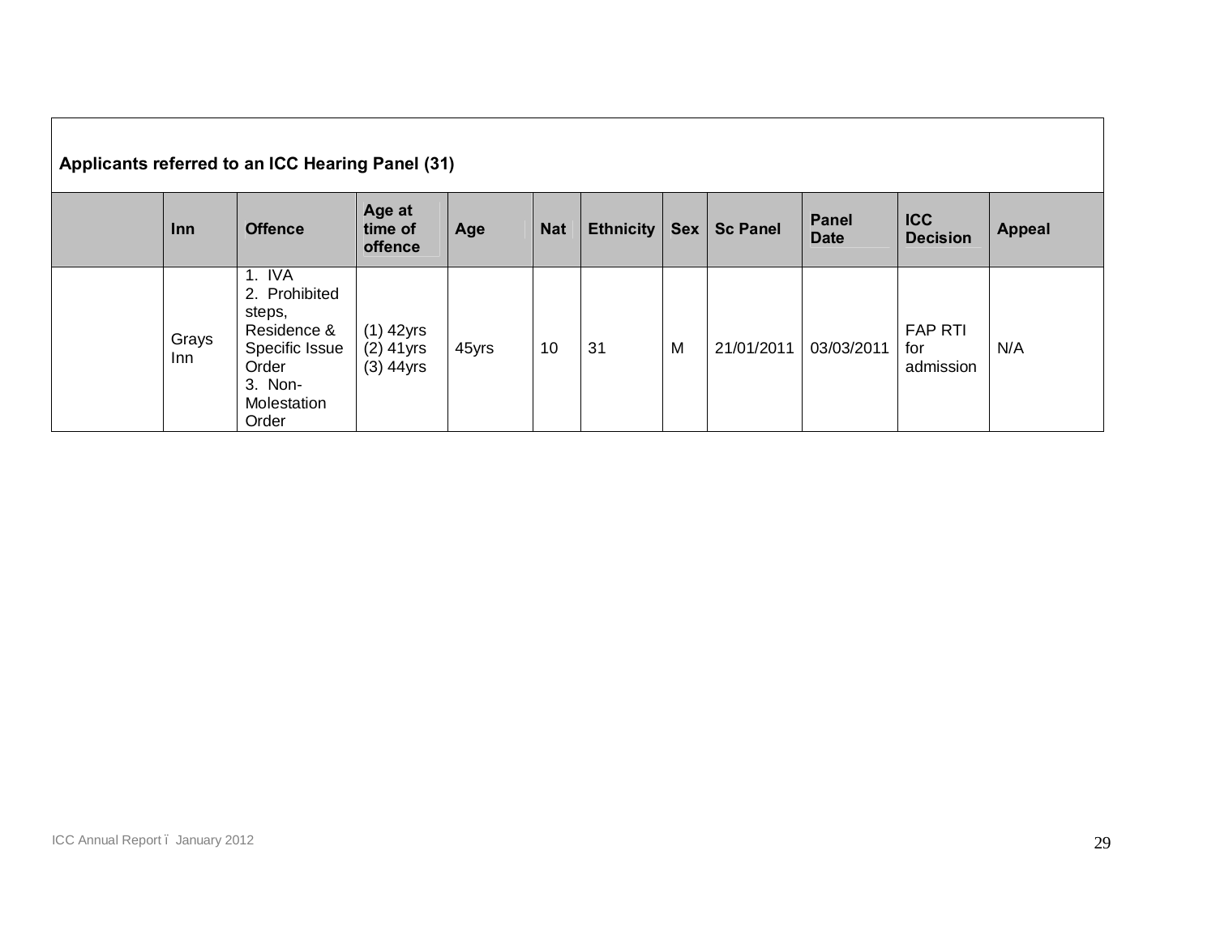**Applicants referred to an ICC Hearing Panel (31)**

| | Inn | Offence | Age at time of offence | Age | Nat | Ethnicity | Sex | Sc Panel | Panel Date | ICC Decision | Appeal |
|---|---|---|---|---|---|---|---|---|---|---|---|
| | Grays Inn | 1. IVA<br>2. Prohibited steps, Residence & Specific Issue Order<br>3. Non-Molestation Order | (1) 42yrs<br>(2) 41yrs<br>(3) 44yrs | 45yrs | 10 | 31 | M | 21/01/2011 | 03/03/2011 | FAP RTI for admission | N/A |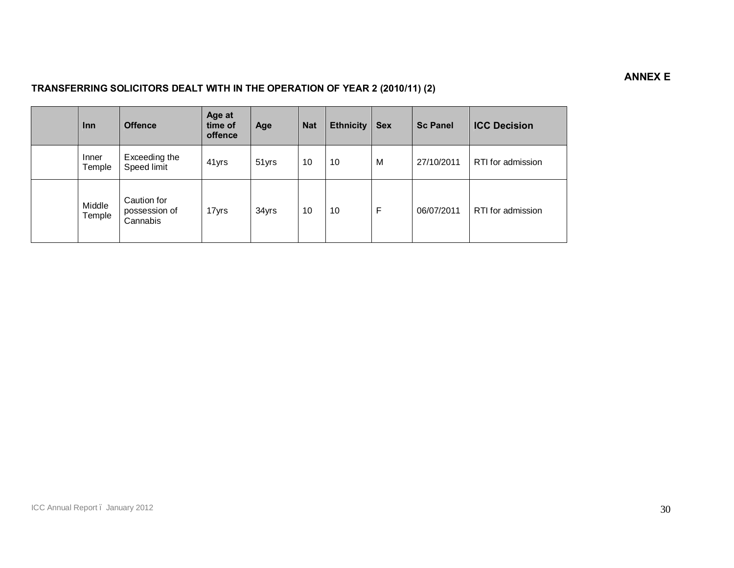**ANNEX E**

**TRANSFERRING SOLICITORS DEALT WITH IN THE OPERATION OF YEAR 2 (2010/11) (2)**

| | Inn | Offence | Age at time of offence | Age | Nat | Ethnicity | Sex | Sc Panel | ICC Decision |
|---|---|---|---|---|---|---|---|---|---|
| | Inner Temple | Exceeding the Speed limit | 41yrs | 51yrs | 10 | 10 | M | 27/10/2011 | RTI for admission |
| | Middle Temple | Caution for possession of Cannabis | 17yrs | 34yrs | 10 | 10 | F | 06/07/2011 | RTI for admission |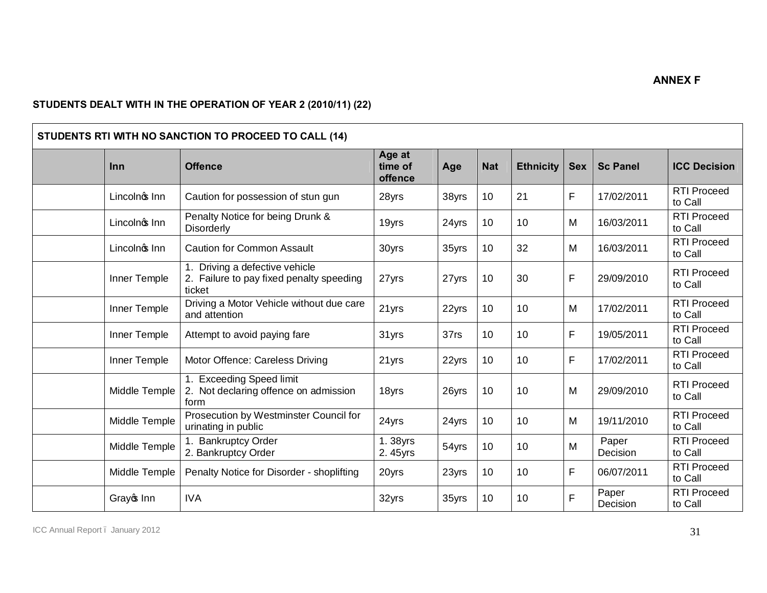**ANNEX F**

**STUDENTS DEALT WITH IN THE OPERATION OF YEAR 2 (2010/11) (22)**

| STUDENTS RTI WITH NO SANCTION TO PROCEED TO CALL (14) | | | | | | | | | |
|---|---|---|---|---|---|---|---|---|---|
| | **Inn** | **Offence** | **Age at time of offence** | **Age** | **Nat** | **Ethnicity** | **Sex** | **Sc Panel** | **ICC Decision** |
| | Lincoln's Inn | Caution for possession of stun gun | 28yrs | 38yrs | 10 | 21 | F | 17/02/2011 | RTI Proceed to Call |
| | Lincoln's Inn | Penalty Notice for being Drunk & Disorderly | 19yrs | 24yrs | 10 | 10 | M | 16/03/2011 | RTI Proceed to Call |
| | Lincoln's Inn | Caution for Common Assault | 30yrs | 35yrs | 10 | 32 | M | 16/03/2011 | RTI Proceed to Call |
| | Inner Temple | 1. Driving a defective vehicle 2. Failure to pay fixed penalty speeding ticket | 27yrs | 27yrs | 10 | 30 | F | 29/09/2010 | RTI Proceed to Call |
| | Inner Temple | Driving a Motor Vehicle without due care and attention | 21yrs | 22yrs | 10 | 10 | M | 17/02/2011 | RTI Proceed to Call |
| | Inner Temple | Attempt to avoid paying fare | 31yrs | 37rs | 10 | 10 | F | 19/05/2011 | RTI Proceed to Call |
| | Inner Temple | Motor Offence: Careless Driving | 21yrs | 22yrs | 10 | 10 | F | 17/02/2011 | RTI Proceed to Call |
| | Middle Temple | 1. Exceeding Speed limit 2. Not declaring offence on admission form | 18yrs | 26yrs | 10 | 10 | M | 29/09/2010 | RTI Proceed to Call |
| | Middle Temple | Prosecution by Westminster Council for urinating in public | 24yrs | 24yrs | 10 | 10 | M | 19/11/2010 | RTI Proceed to Call |
| | Middle Temple | 1. Bankruptcy Order 2. Bankruptcy Order | 1. 38yrs 2. 45yrs | 54yrs | 10 | 10 | M | Paper Decision | RTI Proceed to Call |
| | Middle Temple | Penalty Notice for Disorder - shoplifting | 20yrs | 23yrs | 10 | 10 | F | 06/07/2011 | RTI Proceed to Call |
| | Gray's Inn | IVA | 32yrs | 35yrs | 10 | 10 | F | Paper Decision | RTI Proceed to Call |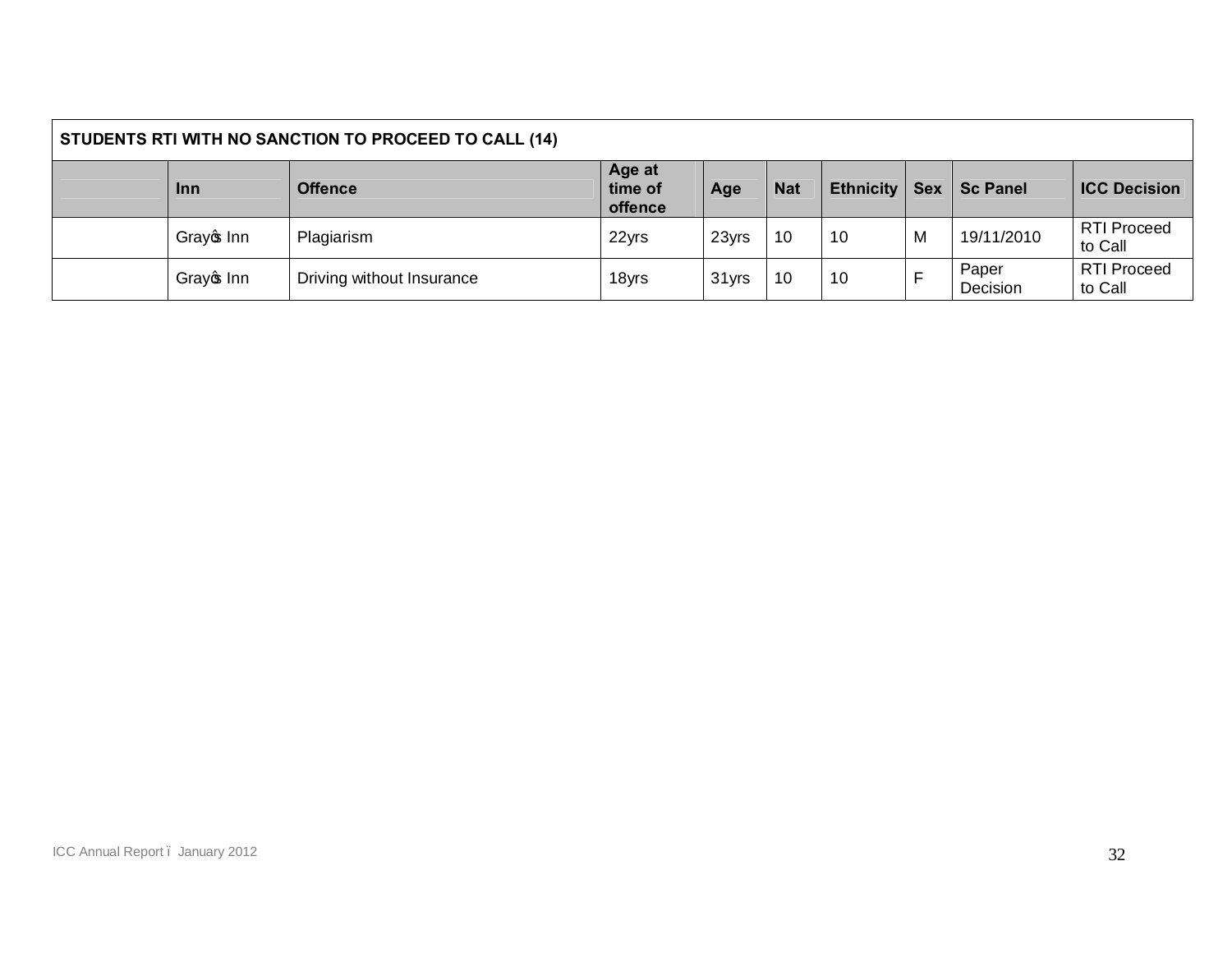| STUDENTS RTI WITH NO SANCTION TO PROCEED TO CALL (14) | | | | | | | | | |
|---|---|---|---|---|---|---|---|---|---|
| | Inn | Offence | Age at time of offence | Age | Nat | Ethnicity | Sex | Sc Panel | ICC Decision |
| | Gray's Inn | Plagiarism | 22yrs | 23yrs | 10 | 10 | M | 19/11/2010 | RTI Proceed to Call |
| | Gray's Inn | Driving without Insurance | 18yrs | 31yrs | 10 | 10 | F | Paper Decision | RTI Proceed to Call |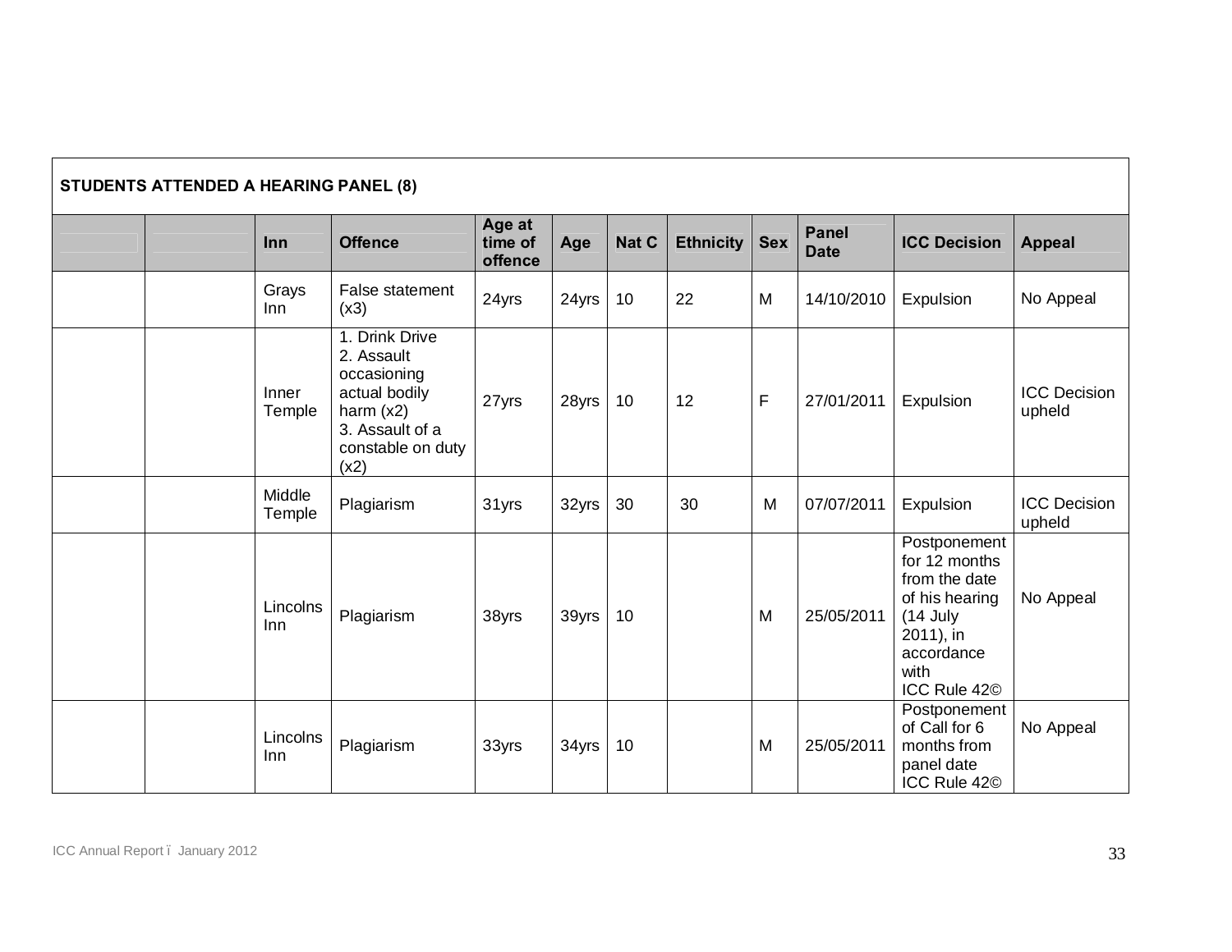| STUDENTS ATTENDED A HEARING PANEL (8) | | | | | | | | | | | |
|---|---|---|---|---|---|---|---|---|---|---|---|
| | | Inn | Offence | Age at time of offence | Age | Nat C | Ethnicity | Sex | Panel Date | ICC Decision | Appeal |
| | | Grays Inn | False statement (x3) | 24yrs | 24yrs | 10 | 22 | M | 14/10/2010 | Expulsion | No Appeal |
| | | Inner Temple | 1. Drink Drive<br>2. Assault occasioning actual bodily harm (x2)<br>3. Assault of a constable on duty (x2) | 27yrs | 28yrs | 10 | 12 | F | 27/01/2011 | Expulsion | ICC Decision upheld |
| | | Middle Temple | Plagiarism | 31yrs | 32yrs | 30 | 30 | M | 07/07/2011 | Expulsion | ICC Decision upheld |
| | | Lincolns Inn | Plagiarism | 38yrs | 39yrs | 10 | | M | 25/05/2011 | Postponement for 12 months from the date of his hearing (14 July 2011), in accordance with ICC Rule 42© | No Appeal |
| | | Lincolns Inn | Plagiarism | 33yrs | 34yrs | 10 | | M | 25/05/2011 | Postponement of Call for 6 months from panel date ICC Rule 42© | No Appeal |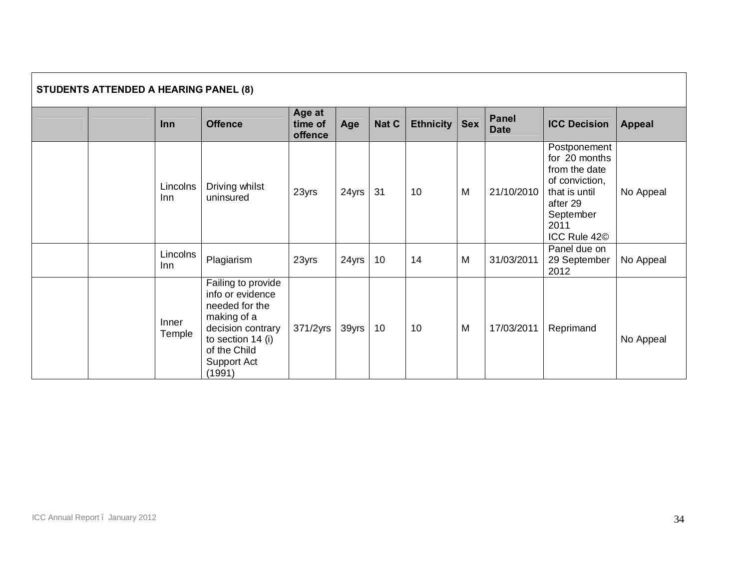| STUDENTS ATTENDED A HEARING PANEL (8) | | | | | | | | | | | |
|---|---|---|---|---|---|---|---|---|---|---|---|
| | | Inn | Offence | Age at time of offence | Age | Nat C | Ethnicity | Sex | Panel Date | ICC Decision | Appeal |
| | | Lincolns Inn | Driving whilst uninsured | 23yrs | 24yrs | 31 | 10 | M | 21/10/2010 | Postponement for 20 months from the date of conviction, that is until after 29 September 2011 ICC Rule 42© | No Appeal |
| | | Lincolns Inn | Plagiarism | 23yrs | 24yrs | 10 | 14 | M | 31/03/2011 | Panel due on 29 September 2012 | No Appeal |
| | | Inner Temple | Failing to provide info or evidence needed for the making of a decision contrary to section 14 (i) of the Child Support Act (1991) | 371/2yrs | 39yrs | 10 | 10 | M | 17/03/2011 | Reprimand | No Appeal |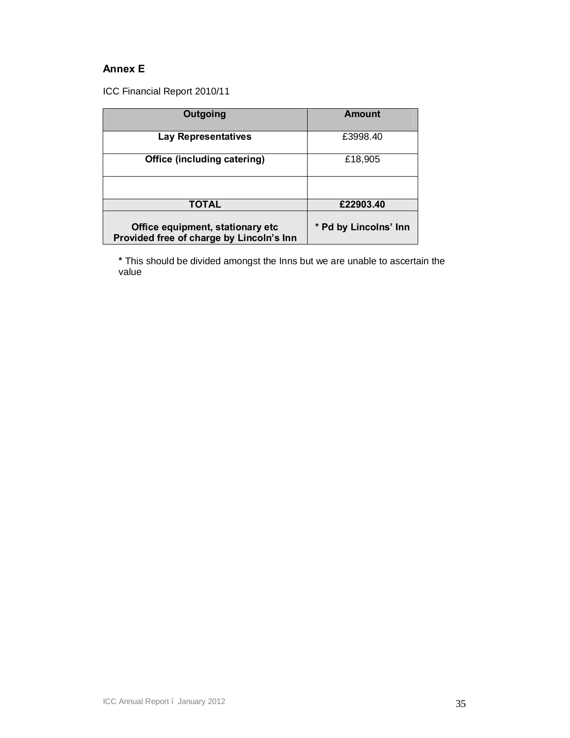## Annex E

ICC Financial Report 2010/11

| Outgoing | Amount |
|---|---|
| **Lay Representatives** | £3998.40 |
| **Office (including catering)** | £18,905 |
| | |
| **TOTAL** | **£22903.40** |
| **Office equipment, stationary etc Provided free of charge by Lincoln's Inn** | **\* Pd by Lincolns' Inn** |

**\*** This should be divided amongst the Inns but we are unable to ascertain the value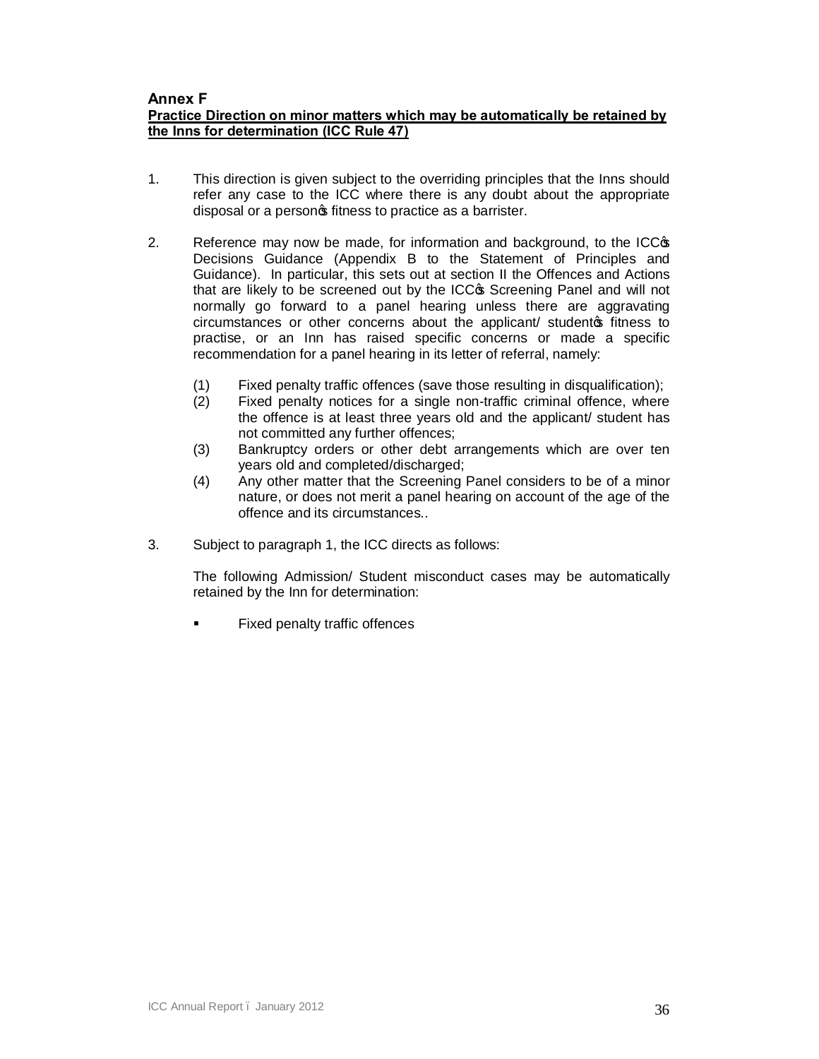## Annex F

**Practice Direction on minor matters which may be automatically be retained by the Inns for determination (ICC Rule 47)**

1. This direction is given subject to the overriding principles that the Inns should refer any case to the ICC where there is any doubt about the appropriate disposal or a person's fitness to practice as a barrister.

2. Reference may now be made, for information and background, to the ICC's Decisions Guidance (Appendix B to the Statement of Principles and Guidance). In particular, this sets out at section II the Offences and Actions that are likely to be screened out by the ICC's Screening Panel and will not normally go forward to a panel hearing unless there are aggravating circumstances or other concerns about the applicant/ student's fitness to practise, or an Inn has raised specific concerns or made a specific recommendation for a panel hearing in its letter of referral, namely:

   (1) Fixed penalty traffic offences (save those resulting in disqualification);
   (2) Fixed penalty notices for a single non-traffic criminal offence, where the offence is at least three years old and the applicant/ student has not committed any further offences;
   (3) Bankruptcy orders or other debt arrangements which are over ten years old and completed/discharged;
   (4) Any other matter that the Screening Panel considers to be of a minor nature, or does not merit a panel hearing on account of the age of the offence and its circumstances..

3. Subject to paragraph 1, the ICC directs as follows:

   The following Admission/ Student misconduct cases may be automatically retained by the Inn for determination:

   - Fixed penalty traffic offences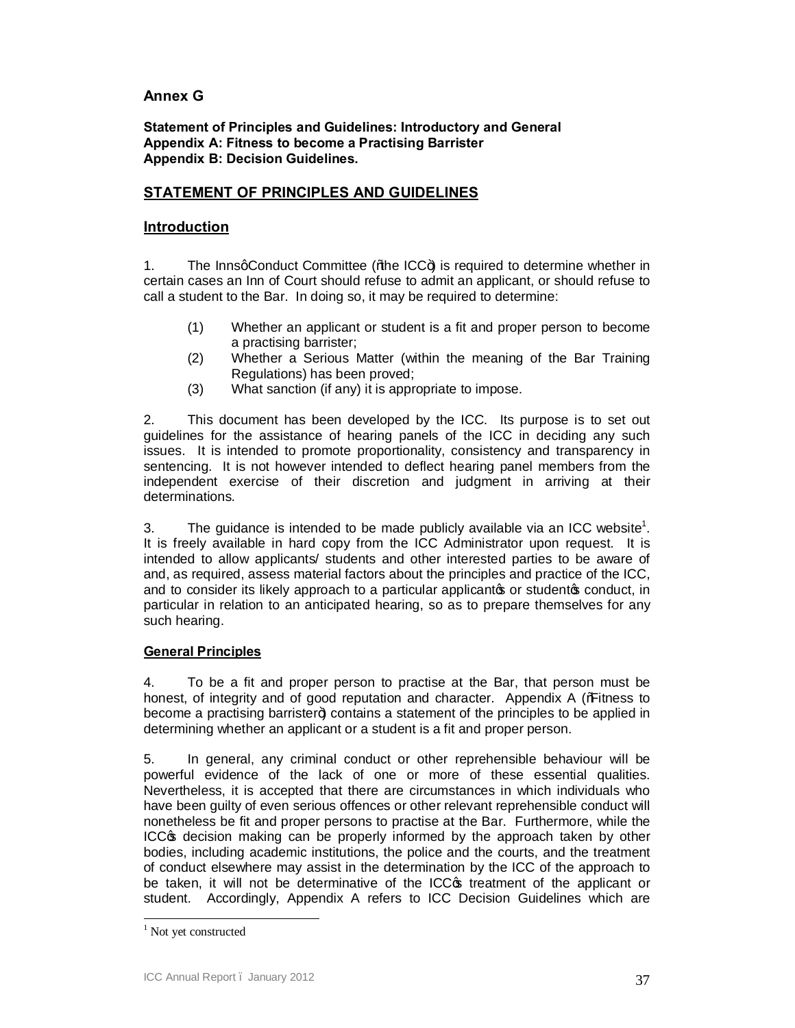# Annex G

**Statement of Principles and Guidelines: Introductory and General**
**Appendix A: Fitness to become a Practising Barrister**
**Appendix B: Decision Guidelines.**

## STATEMENT OF PRINCIPLES AND GUIDELINES

## Introduction

1. The Inns' Conduct Committee ("the ICC") is required to determine whether in certain cases an Inn of Court should refuse to admit an applicant, or should refuse to call a student to the Bar. In doing so, it may be required to determine:

   (1) Whether an applicant or student is a fit and proper person to become a practising barrister;
   (2) Whether a Serious Matter (within the meaning of the Bar Training Regulations) has been proved;
   (3) What sanction (if any) it is appropriate to impose.

2. This document has been developed by the ICC. Its purpose is to set out guidelines for the assistance of hearing panels of the ICC in deciding any such issues. It is intended to promote proportionality, consistency and transparency in sentencing. It is not however intended to deflect hearing panel members from the independent exercise of their discretion and judgment in arriving at their determinations.

3. The guidance is intended to be made publicly available via an ICC website[1]. It is freely available in hard copy from the ICC Administrator upon request. It is intended to allow applicants/ students and other interested parties to be aware of and, as required, assess material factors about the principles and practice of the ICC, and to consider its likely approach to a particular applicant's or student's conduct, in particular in relation to an anticipated hearing, so as to prepare themselves for any such hearing.

### General Principles

4. To be a fit and proper person to practise at the Bar, that person must be honest, of integrity and of good reputation and character. Appendix A ("Fitness to become a practising barrister") contains a statement of the principles to be applied in determining whether an applicant or a student is a fit and proper person.

5. In general, any criminal conduct or other reprehensible behaviour will be powerful evidence of the lack of one or more of these essential qualities. Nevertheless, it is accepted that there are circumstances in which individuals who have been guilty of even serious offences or other relevant reprehensible conduct will nonetheless be fit and proper persons to practise at the Bar. Furthermore, while the ICC's decision making can be properly informed by the approach taken by other bodies, including academic institutions, the police and the courts, and the treatment of conduct elsewhere may assist in the determination by the ICC of the approach to be taken, it will not be determinative of the ICC's treatment of the applicant or student. Accordingly, Appendix A refers to ICC Decision Guidelines which are

[1] Not yet constructed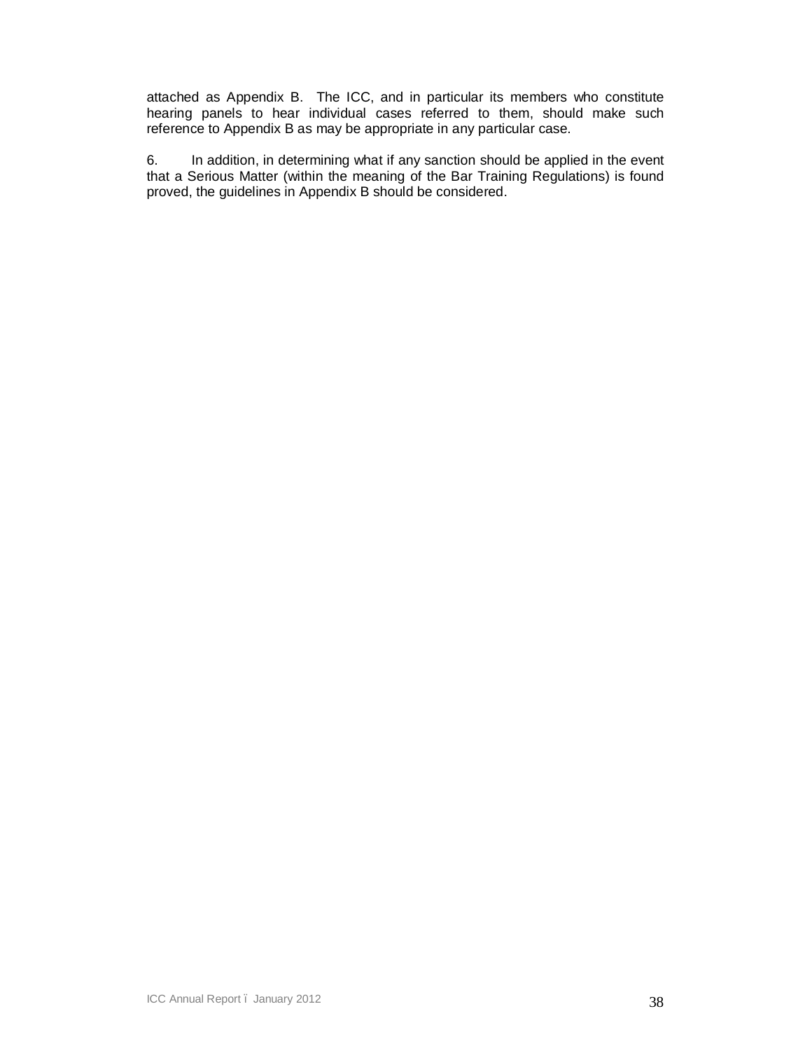attached as Appendix B. The ICC, and in particular its members who constitute hearing panels to hear individual cases referred to them, should make such reference to Appendix B as may be appropriate in any particular case.

6. In addition, in determining what if any sanction should be applied in the event that a Serious Matter (within the meaning of the Bar Training Regulations) is found proved, the guidelines in Appendix B should be considered.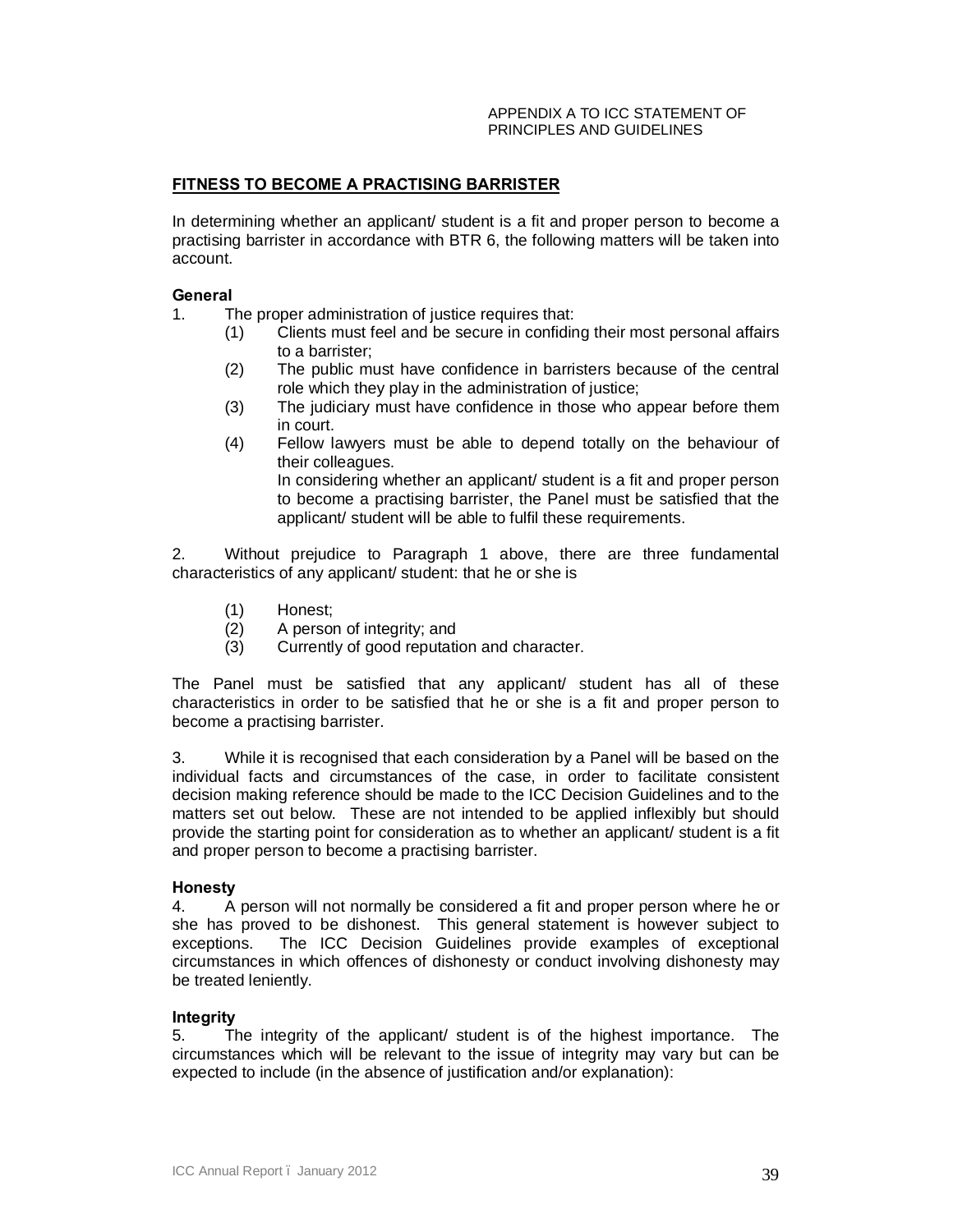APPENDIX A TO ICC STATEMENT OF PRINCIPLES AND GUIDELINES

## **FITNESS TO BECOME A PRACTISING BARRISTER**

In determining whether an applicant/ student is a fit and proper person to become a practising barrister in accordance with BTR 6, the following matters will be taken into account.

### General

1. The proper administration of justice requires that:
   1. (1) Clients must feel and be secure in confiding their most personal affairs to a barrister;
   2. (2) The public must have confidence in barristers because of the central role which they play in the administration of justice;
   3. (3) The judiciary must have confidence in those who appear before them in court.
   4. (4) Fellow lawyers must be able to depend totally on the behaviour of their colleagues.

   In considering whether an applicant/ student is a fit and proper person to become a practising barrister, the Panel must be satisfied that the applicant/ student will be able to fulfil these requirements.

2. Without prejudice to Paragraph 1 above, there are three fundamental characteristics of any applicant/ student: that he or she is

   (1) Honest;
   (2) A person of integrity; and
   (3) Currently of good reputation and character.

The Panel must be satisfied that any applicant/ student has all of these characteristics in order to be satisfied that he or she is a fit and proper person to become a practising barrister.

3. While it is recognised that each consideration by a Panel will be based on the individual facts and circumstances of the case, in order to facilitate consistent decision making reference should be made to the ICC Decision Guidelines and to the matters set out below. These are not intended to be applied inflexibly but should provide the starting point for consideration as to whether an applicant/ student is a fit and proper person to become a practising barrister.

### Honesty

4. A person will not normally be considered a fit and proper person where he or she has proved to be dishonest. This general statement is however subject to exceptions. The ICC Decision Guidelines provide examples of exceptional circumstances in which offences of dishonesty or conduct involving dishonesty may be treated leniently.

### Integrity

5. The integrity of the applicant/ student is of the highest importance. The circumstances which will be relevant to the issue of integrity may vary but can be expected to include (in the absence of justification and/or explanation):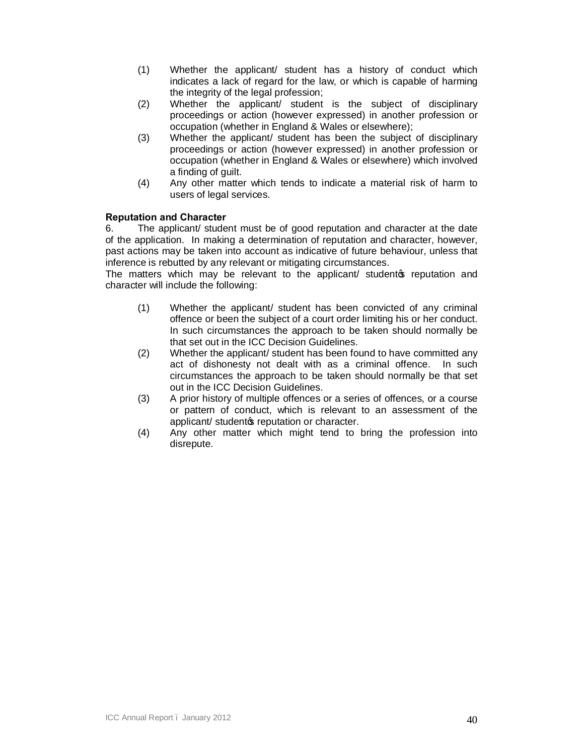(1) Whether the applicant/ student has a history of conduct which indicates a lack of regard for the law, or which is capable of harming the integrity of the legal profession;

(2) Whether the applicant/ student is the subject of disciplinary proceedings or action (however expressed) in another profession or occupation (whether in England & Wales or elsewhere);

(3) Whether the applicant/ student has been the subject of disciplinary proceedings or action (however expressed) in another profession or occupation (whether in England & Wales or elsewhere) which involved a finding of guilt.

(4) Any other matter which tends to indicate a material risk of harm to users of legal services.

**Reputation and Character**

6. The applicant/ student must be of good reputation and character at the date of the application. In making a determination of reputation and character, however, past actions may be taken into account as indicative of future behaviour, unless that inference is rebutted by any relevant or mitigating circumstances.

The matters which may be relevant to the applicant/ student's reputation and character will include the following:

(1) Whether the applicant/ student has been convicted of any criminal offence or been the subject of a court order limiting his or her conduct. In such circumstances the approach to be taken should normally be that set out in the ICC Decision Guidelines.

(2) Whether the applicant/ student has been found to have committed any act of dishonesty not dealt with as a criminal offence. In such circumstances the approach to be taken should normally be that set out in the ICC Decision Guidelines.

(3) A prior history of multiple offences or a series of offences, or a course or pattern of conduct, which is relevant to an assessment of the applicant/ student's reputation or character.

(4) Any other matter which might tend to bring the profession into disrepute.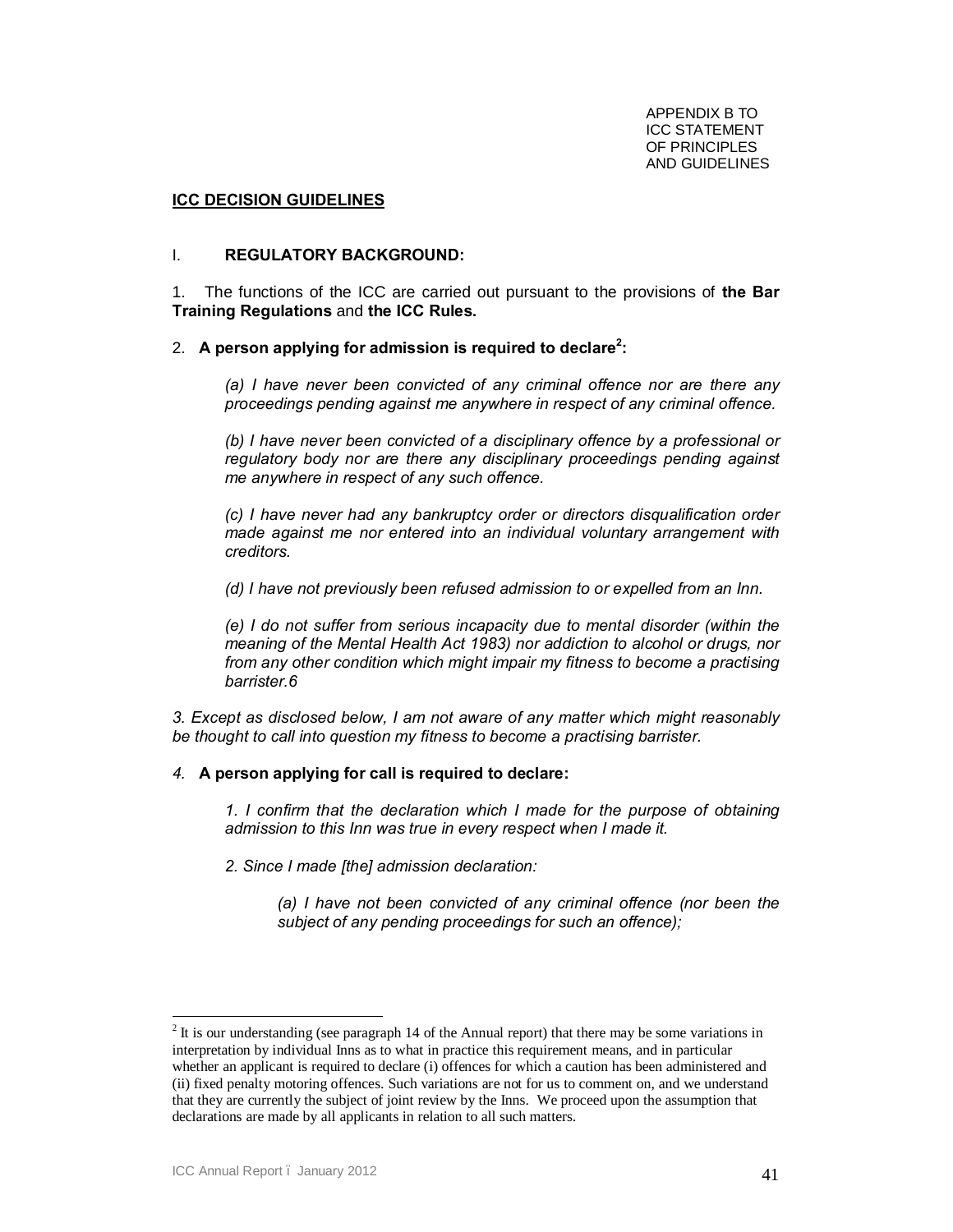APPENDIX B TO
ICC STATEMENT
OF PRINCIPLES
AND GUIDELINES

**ICC DECISION GUIDELINES**

## I. REGULATORY BACKGROUND:

1. The functions of the ICC are carried out pursuant to the provisions of **the Bar Training Regulations** and **the ICC Rules.**

2. **A person applying for admission is required to declare[2]:**

> *(a) I have never been convicted of any criminal offence nor are there any proceedings pending against me anywhere in respect of any criminal offence.*
>
> *(b) I have never been convicted of a disciplinary offence by a professional or regulatory body nor are there any disciplinary proceedings pending against me anywhere in respect of any such offence.*
>
> *(c) I have never had any bankruptcy order or directors disqualification order made against me nor entered into an individual voluntary arrangement with creditors.*
>
> *(d) I have not previously been refused admission to or expelled from an Inn.*
>
> *(e) I do not suffer from serious incapacity due to mental disorder (within the meaning of the Mental Health Act 1983) nor addiction to alcohol or drugs, nor from any other condition which might impair my fitness to become a practising barrister.6*

*3. Except as disclosed below, I am not aware of any matter which might reasonably be thought to call into question my fitness to become a practising barrister.*

*4.* **A person applying for call is required to declare:**

> *1. I confirm that the declaration which I made for the purpose of obtaining admission to this Inn was true in every respect when I made it.*
>
> *2. Since I made [the] admission declaration:*
>
> > *(a) I have not been convicted of any criminal offence (nor been the subject of any pending proceedings for such an offence);*

---

[2] It is our understanding (see paragraph 14 of the Annual report) that there may be some variations in interpretation by individual Inns as to what in practice this requirement means, and in particular whether an applicant is required to declare (i) offences for which a caution has been administered and (ii) fixed penalty motoring offences. Such variations are not for us to comment on, and we understand that they are currently the subject of joint review by the Inns. We proceed upon the assumption that declarations are made by all applicants in relation to all such matters.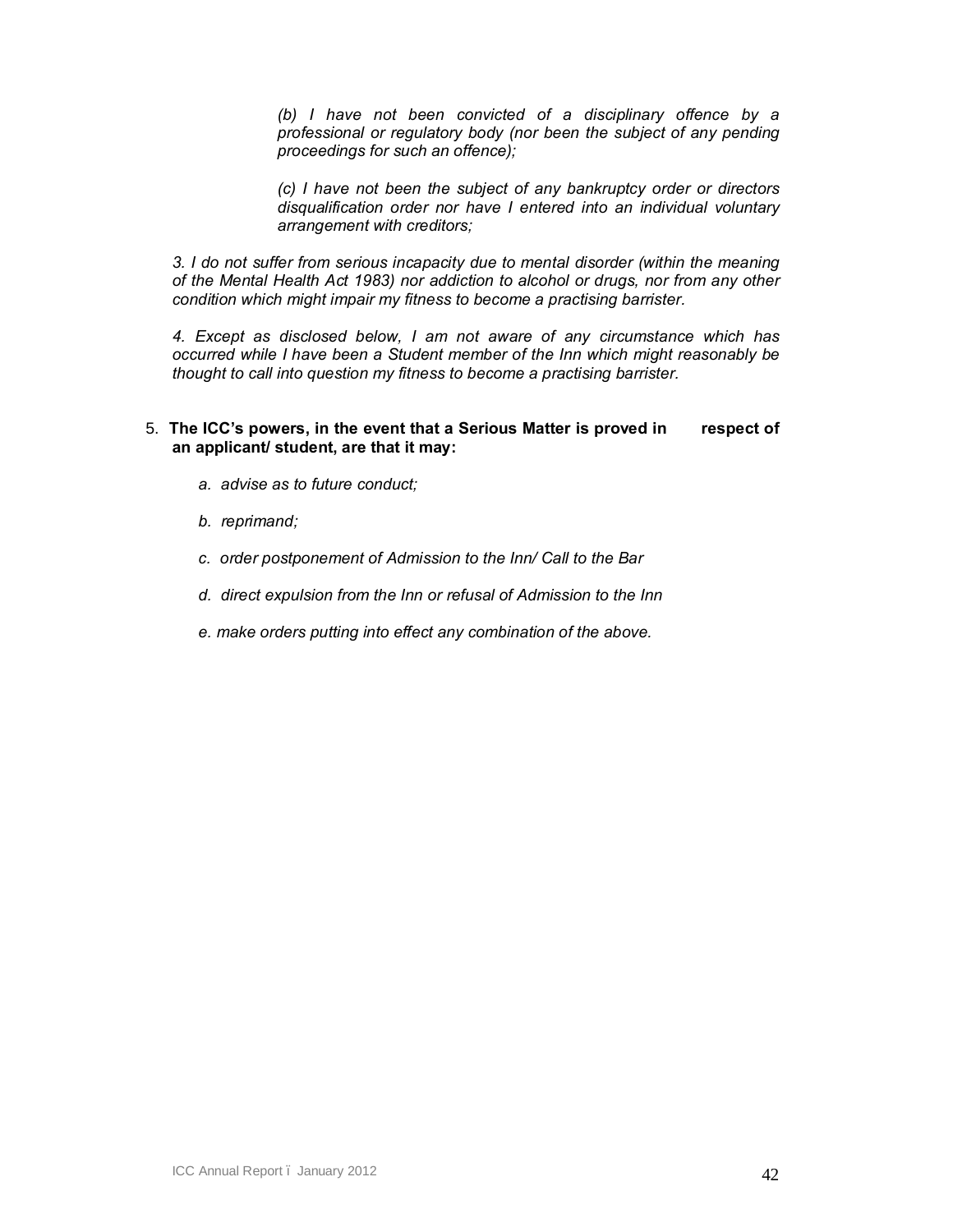*(b) I have not been convicted of a disciplinary offence by a professional or regulatory body (nor been the subject of any pending proceedings for such an offence);*

*(c) I have not been the subject of any bankruptcy order or directors disqualification order nor have I entered into an individual voluntary arrangement with creditors;*

*3. I do not suffer from serious incapacity due to mental disorder (within the meaning of the Mental Health Act 1983) nor addiction to alcohol or drugs, nor from any other condition which might impair my fitness to become a practising barrister.*

*4. Except as disclosed below, I am not aware of any circumstance which has occurred while I have been a Student member of the Inn which might reasonably be thought to call into question my fitness to become a practising barrister.*

5. **The ICC's powers, in the event that a Serious Matter is proved in respect of an applicant/ student, are that it may:**

   a. *advise as to future conduct;*

   b. *reprimand;*

   c. *order postponement of Admission to the Inn/ Call to the Bar*

   d. *direct expulsion from the Inn or refusal of Admission to the Inn*

   e. *make orders putting into effect any combination of the above.*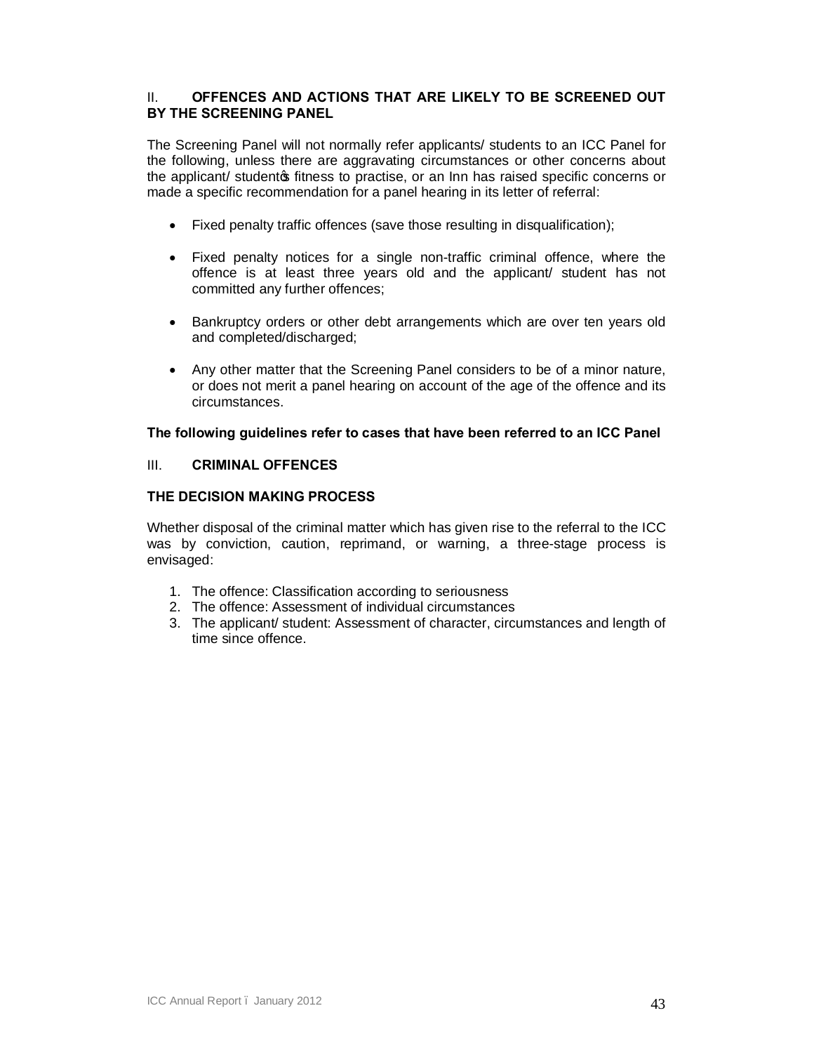## II. OFFENCES AND ACTIONS THAT ARE LIKELY TO BE SCREENED OUT BY THE SCREENING PANEL

The Screening Panel will not normally refer applicants/ students to an ICC Panel for the following, unless there are aggravating circumstances or other concerns about the applicant/ student's fitness to practise, or an Inn has raised specific concerns or made a specific recommendation for a panel hearing in its letter of referral:

- Fixed penalty traffic offences (save those resulting in disqualification);
- Fixed penalty notices for a single non-traffic criminal offence, where the offence is at least three years old and the applicant/ student has not committed any further offences;
- Bankruptcy orders or other debt arrangements which are over ten years old and completed/discharged;
- Any other matter that the Screening Panel considers to be of a minor nature, or does not merit a panel hearing on account of the age of the offence and its circumstances.

**The following guidelines refer to cases that have been referred to an ICC Panel**

## III. CRIMINAL OFFENCES

### THE DECISION MAKING PROCESS

Whether disposal of the criminal matter which has given rise to the referral to the ICC was by conviction, caution, reprimand, or warning, a three-stage process is envisaged:

1. The offence: Classification according to seriousness
2. The offence: Assessment of individual circumstances
3. The applicant/ student: Assessment of character, circumstances and length of time since offence.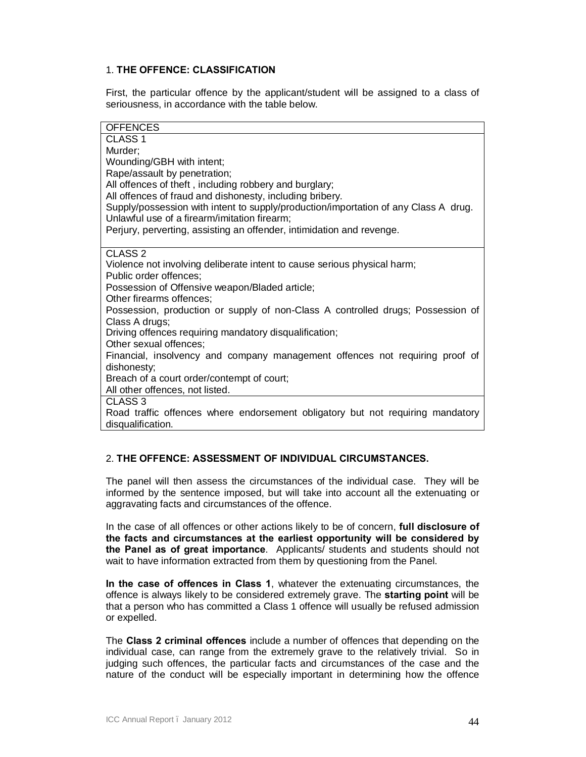## 1. **THE OFFENCE: CLASSIFICATION**

First, the particular offence by the applicant/student will be assigned to a class of seriousness, in accordance with the table below.

| OFFENCES |
|---|
| CLASS 1<br>Murder;<br>Wounding/GBH with intent;<br>Rape/assault by penetration;<br>All offences of theft , including robbery and burglary;<br>All offences of fraud and dishonesty, including bribery.<br>Supply/possession with intent to supply/production/importation of any Class A drug.<br>Unlawful use of a firearm/imitation firearm;<br>Perjury, perverting, assisting an offender, intimidation and revenge. |
| CLASS 2<br>Violence not involving deliberate intent to cause serious physical harm;<br>Public order offences;<br>Possession of Offensive weapon/Bladed article;<br>Other firearms offences;<br>Possession, production or supply of non-Class A controlled drugs; Possession of Class A drugs;<br>Driving offences requiring mandatory disqualification;<br>Other sexual offences;<br>Financial, insolvency and company management offences not requiring proof of dishonesty;<br>Breach of a court order/contempt of court;<br>All other offences, not listed. |
| CLASS 3<br>Road traffic offences where endorsement obligatory but not requiring mandatory disqualification. |

## 2. **THE OFFENCE: ASSESSMENT OF INDIVIDUAL CIRCUMSTANCES.**

The panel will then assess the circumstances of the individual case. They will be informed by the sentence imposed, but will take into account all the extenuating or aggravating facts and circumstances of the offence.

In the case of all offences or other actions likely to be of concern, **full disclosure of the facts and circumstances at the earliest opportunity will be considered by the Panel as of great importance**. Applicants/ students and students should not wait to have information extracted from them by questioning from the Panel.

**In the case of offences in Class 1**, whatever the extenuating circumstances, the offence is always likely to be considered extremely grave. The **starting point** will be that a person who has committed a Class 1 offence will usually be refused admission or expelled.

The **Class 2 criminal offences** include a number of offences that depending on the individual case, can range from the extremely grave to the relatively trivial. So in judging such offences, the particular facts and circumstances of the case and the nature of the conduct will be especially important in determining how the offence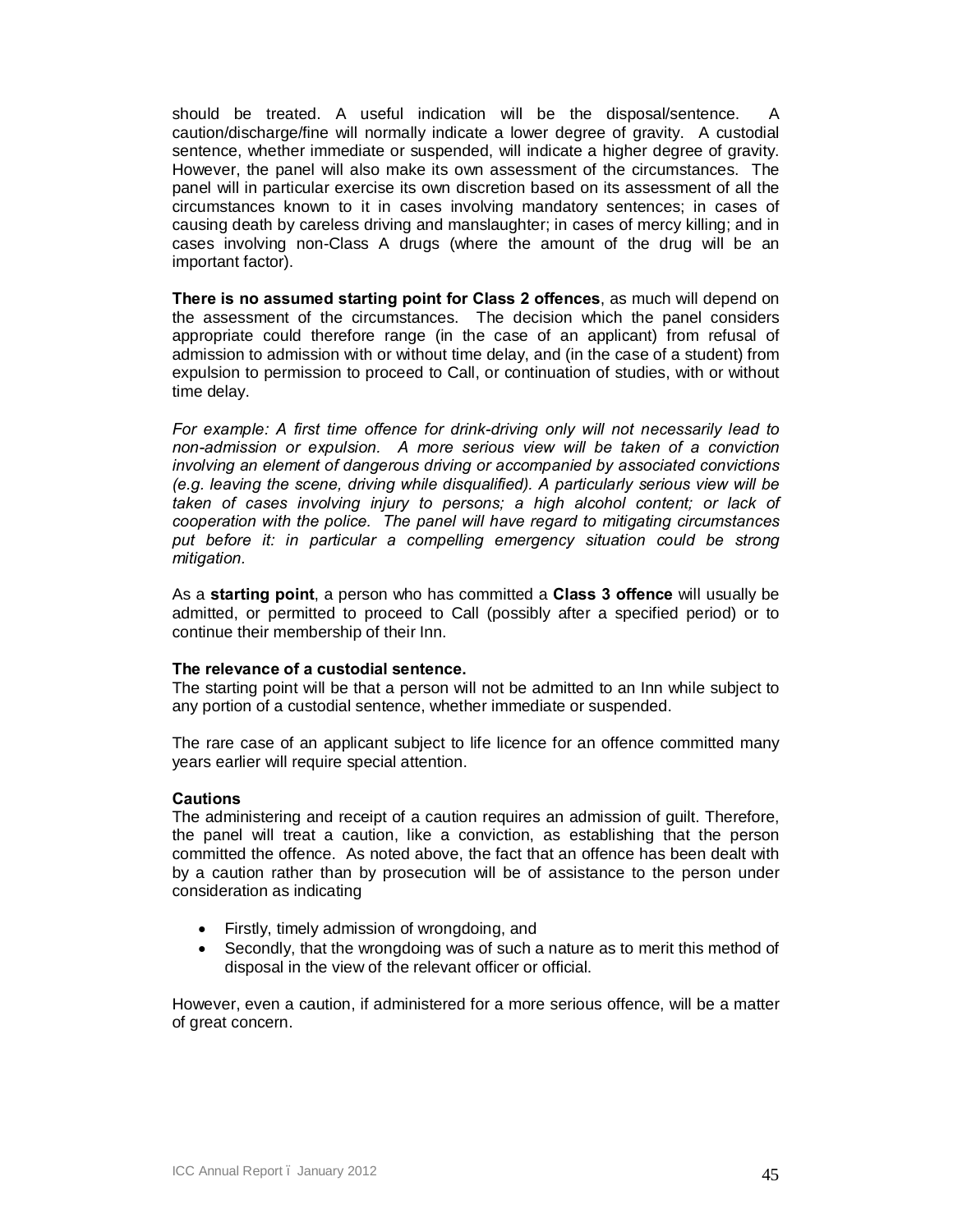should be treated. A useful indication will be the disposal/sentence. A caution/discharge/fine will normally indicate a lower degree of gravity. A custodial sentence, whether immediate or suspended, will indicate a higher degree of gravity. However, the panel will also make its own assessment of the circumstances. The panel will in particular exercise its own discretion based on its assessment of all the circumstances known to it in cases involving mandatory sentences; in cases of causing death by careless driving and manslaughter; in cases of mercy killing; and in cases involving non-Class A drugs (where the amount of the drug will be an important factor).

**There is no assumed starting point for Class 2 offences**, as much will depend on the assessment of the circumstances. The decision which the panel considers appropriate could therefore range (in the case of an applicant) from refusal of admission to admission with or without time delay, and (in the case of a student) from expulsion to permission to proceed to Call, or continuation of studies, with or without time delay.

*For example: A first time offence for drink-driving only will not necessarily lead to non-admission or expulsion. A more serious view will be taken of a conviction involving an element of dangerous driving or accompanied by associated convictions (e.g. leaving the scene, driving while disqualified). A particularly serious view will be taken of cases involving injury to persons; a high alcohol content; or lack of cooperation with the police. The panel will have regard to mitigating circumstances put before it: in particular a compelling emergency situation could be strong mitigation.*

As a **starting point**, a person who has committed a **Class 3 offence** will usually be admitted, or permitted to proceed to Call (possibly after a specified period) or to continue their membership of their Inn.

**The relevance of a custodial sentence.**

The starting point will be that a person will not be admitted to an Inn while subject to any portion of a custodial sentence, whether immediate or suspended.

The rare case of an applicant subject to life licence for an offence committed many years earlier will require special attention.

**Cautions**

The administering and receipt of a caution requires an admission of guilt. Therefore, the panel will treat a caution, like a conviction, as establishing that the person committed the offence. As noted above, the fact that an offence has been dealt with by a caution rather than by prosecution will be of assistance to the person under consideration as indicating

- Firstly, timely admission of wrongdoing, and
- Secondly, that the wrongdoing was of such a nature as to merit this method of disposal in the view of the relevant officer or official.

However, even a caution, if administered for a more serious offence, will be a matter of great concern.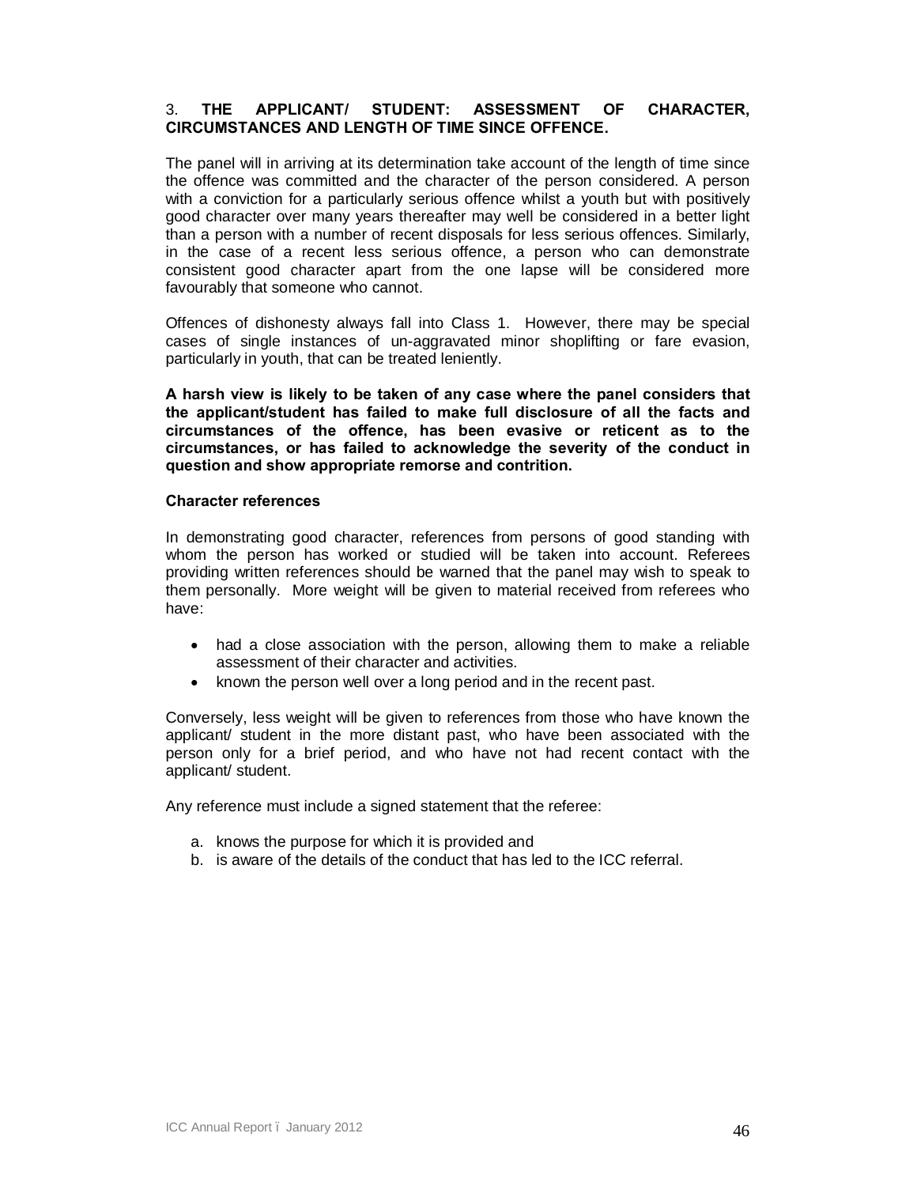### 3. **THE APPLICANT/ STUDENT: ASSESSMENT OF CHARACTER, CIRCUMSTANCES AND LENGTH OF TIME SINCE OFFENCE.**

The panel will in arriving at its determination take account of the length of time since the offence was committed and the character of the person considered. A person with a conviction for a particularly serious offence whilst a youth but with positively good character over many years thereafter may well be considered in a better light than a person with a number of recent disposals for less serious offences. Similarly, in the case of a recent less serious offence, a person who can demonstrate consistent good character apart from the one lapse will be considered more favourably that someone who cannot.

Offences of dishonesty always fall into Class 1. However, there may be special cases of single instances of un-aggravated minor shoplifting or fare evasion, particularly in youth, that can be treated leniently.

**A harsh view is likely to be taken of any case where the panel considers that the applicant/student has failed to make full disclosure of all the facts and circumstances of the offence, has been evasive or reticent as to the circumstances, or has failed to acknowledge the severity of the conduct in question and show appropriate remorse and contrition.**

**Character references**

In demonstrating good character, references from persons of good standing with whom the person has worked or studied will be taken into account. Referees providing written references should be warned that the panel may wish to speak to them personally. More weight will be given to material received from referees who have:

- had a close association with the person, allowing them to make a reliable assessment of their character and activities.
- known the person well over a long period and in the recent past.

Conversely, less weight will be given to references from those who have known the applicant/ student in the more distant past, who have been associated with the person only for a brief period, and who have not had recent contact with the applicant/ student.

Any reference must include a signed statement that the referee:

a. knows the purpose for which it is provided and
b. is aware of the details of the conduct that has led to the ICC referral.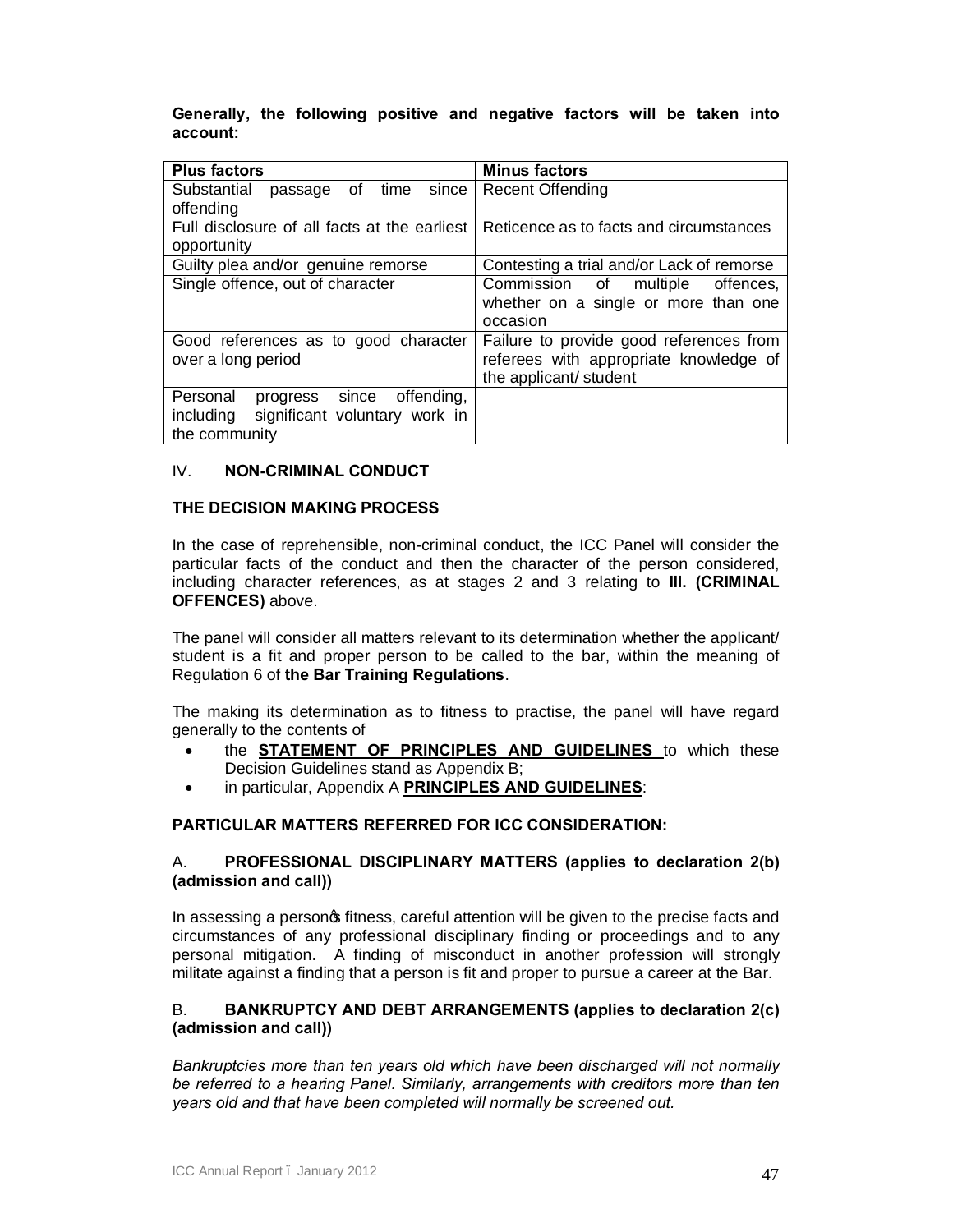**Generally, the following positive and negative factors will be taken into account:**

| Plus factors | Minus factors |
|---|---|
| Substantial passage of time since offending | Recent Offending |
| Full disclosure of all facts at the earliest opportunity | Reticence as to facts and circumstances |
| Guilty plea and/or genuine remorse | Contesting a trial and/or Lack of remorse |
| Single offence, out of character | Commission of multiple offences, whether on a single or more than one occasion |
| Good references as to good character over a long period | Failure to provide good references from referees with appropriate knowledge of the applicant/ student |
| Personal progress since offending, including significant voluntary work in the community | |

## IV. NON-CRIMINAL CONDUCT

### THE DECISION MAKING PROCESS

In the case of reprehensible, non-criminal conduct, the ICC Panel will consider the particular facts of the conduct and then the character of the person considered, including character references, as at stages 2 and 3 relating to **III. (CRIMINAL OFFENCES)** above.

The panel will consider all matters relevant to its determination whether the applicant/ student is a fit and proper person to be called to the bar, within the meaning of Regulation 6 of **the Bar Training Regulations**.

The making its determination as to fitness to practise, the panel will have regard generally to the contents of

- the **STATEMENT OF PRINCIPLES AND GUIDELINES** to which these Decision Guidelines stand as Appendix B;
- in particular, Appendix A **PRINCIPLES AND GUIDELINES**:

### PARTICULAR MATTERS REFERRED FOR ICC CONSIDERATION:

#### A. PROFESSIONAL DISCIPLINARY MATTERS (applies to declaration 2(b) (admission and call))

In assessing a person's fitness, careful attention will be given to the precise facts and circumstances of any professional disciplinary finding or proceedings and to any personal mitigation. A finding of misconduct in another profession will strongly militate against a finding that a person is fit and proper to pursue a career at the Bar.

#### B. BANKRUPTCY AND DEBT ARRANGEMENTS (applies to declaration 2(c) (admission and call))

*Bankruptcies more than ten years old which have been discharged will not normally be referred to a hearing Panel. Similarly, arrangements with creditors more than ten years old and that have been completed will normally be screened out.*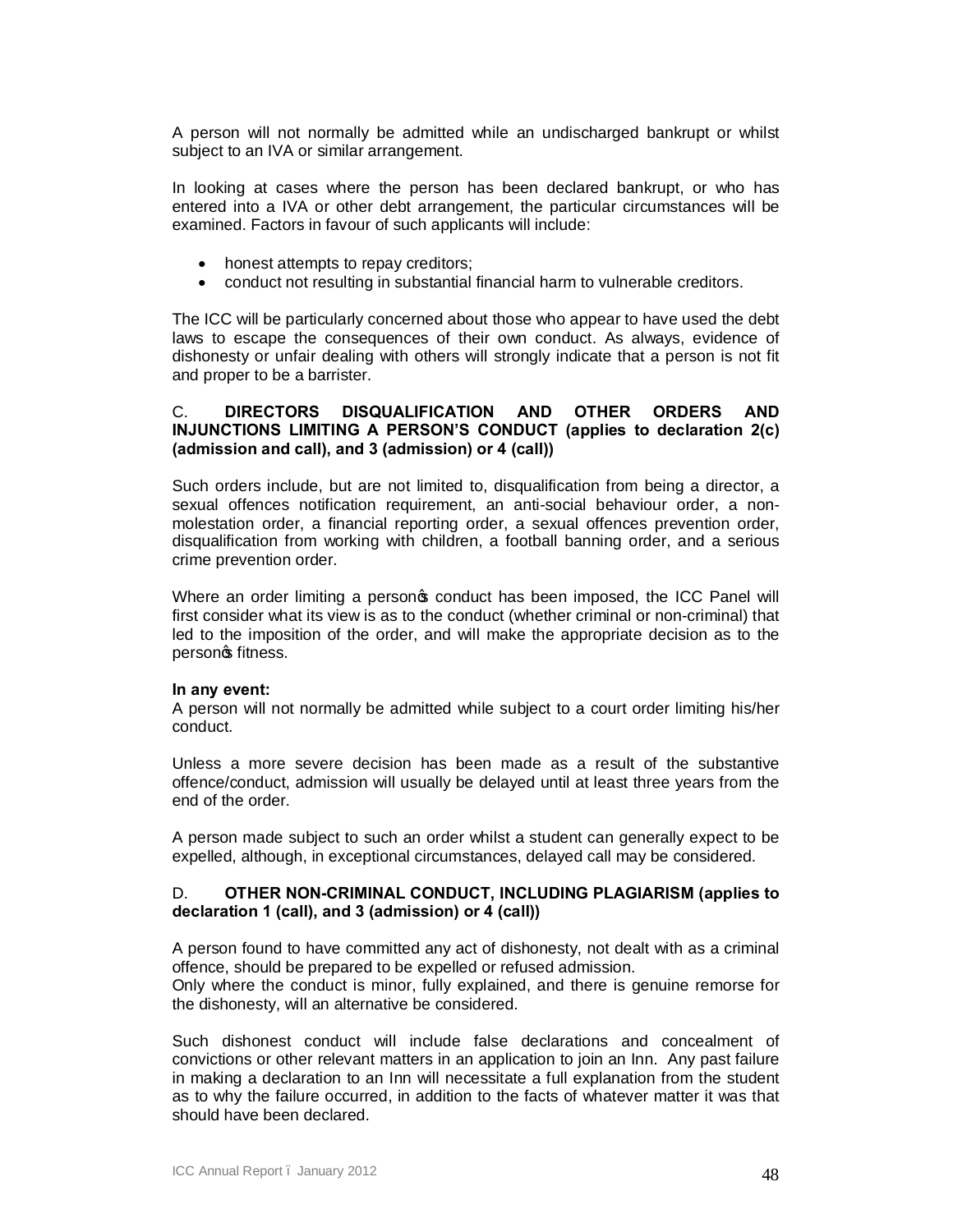A person will not normally be admitted while an undischarged bankrupt or whilst subject to an IVA or similar arrangement.

In looking at cases where the person has been declared bankrupt, or who has entered into a IVA or other debt arrangement, the particular circumstances will be examined. Factors in favour of such applicants will include:

- honest attempts to repay creditors;
- conduct not resulting in substantial financial harm to vulnerable creditors.

The ICC will be particularly concerned about those who appear to have used the debt laws to escape the consequences of their own conduct. As always, evidence of dishonesty or unfair dealing with others will strongly indicate that a person is not fit and proper to be a barrister.

### C. DIRECTORS DISQUALIFICATION AND OTHER ORDERS AND INJUNCTIONS LIMITING A PERSON'S CONDUCT (applies to declaration 2(c) (admission and call), and 3 (admission) or 4 (call))

Such orders include, but are not limited to, disqualification from being a director, a sexual offences notification requirement, an anti-social behaviour order, a non-molestation order, a financial reporting order, a sexual offences prevention order, disqualification from working with children, a football banning order, and a serious crime prevention order.

Where an order limiting a person's conduct has been imposed, the ICC Panel will first consider what its view is as to the conduct (whether criminal or non-criminal) that led to the imposition of the order, and will make the appropriate decision as to the person's fitness.

**In any event:**
A person will not normally be admitted while subject to a court order limiting his/her conduct.

Unless a more severe decision has been made as a result of the substantive offence/conduct, admission will usually be delayed until at least three years from the end of the order.

A person made subject to such an order whilst a student can generally expect to be expelled, although, in exceptional circumstances, delayed call may be considered.

### D. OTHER NON-CRIMINAL CONDUCT, INCLUDING PLAGIARISM (applies to declaration 1 (call), and 3 (admission) or 4 (call))

A person found to have committed any act of dishonesty, not dealt with as a criminal offence, should be prepared to be expelled or refused admission.
Only where the conduct is minor, fully explained, and there is genuine remorse for the dishonesty, will an alternative be considered.

Such dishonest conduct will include false declarations and concealment of convictions or other relevant matters in an application to join an Inn. Any past failure in making a declaration to an Inn will necessitate a full explanation from the student as to why the failure occurred, in addition to the facts of whatever matter it was that should have been declared.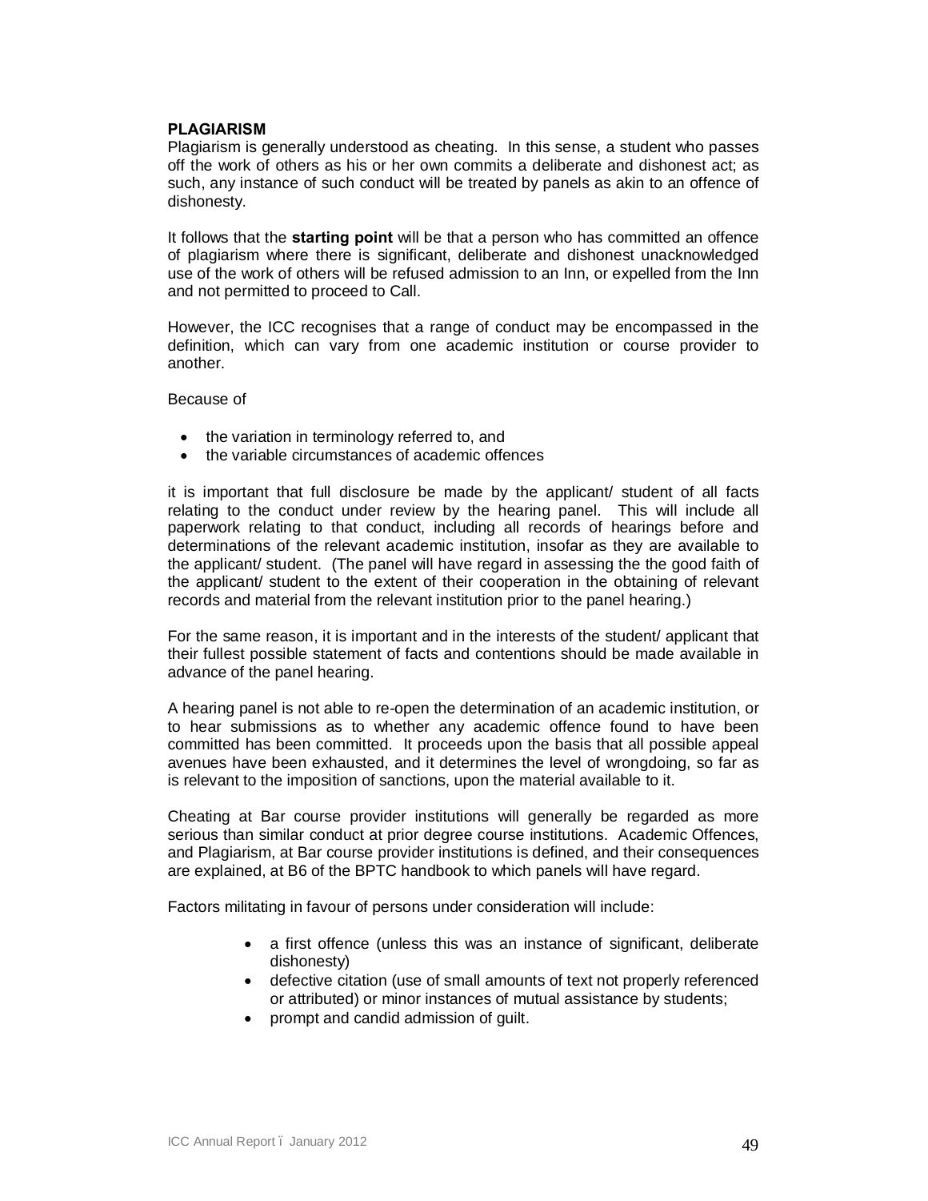**PLAGIARISM**

Plagiarism is generally understood as cheating. In this sense, a student who passes off the work of others as his or her own commits a deliberate and dishonest act; as such, any instance of such conduct will be treated by panels as akin to an offence of dishonesty.

It follows that the **starting point** will be that a person who has committed an offence of plagiarism where there is significant, deliberate and dishonest unacknowledged use of the work of others will be refused admission to an Inn, or expelled from the Inn and not permitted to proceed to Call.

However, the ICC recognises that a range of conduct may be encompassed in the definition, which can vary from one academic institution or course provider to another.

Because of

- the variation in terminology referred to, and
- the variable circumstances of academic offences

it is important that full disclosure be made by the applicant/ student of all facts relating to the conduct under review by the hearing panel. This will include all paperwork relating to that conduct, including all records of hearings before and determinations of the relevant academic institution, insofar as they are available to the applicant/ student. (The panel will have regard in assessing the the good faith of the applicant/ student to the extent of their cooperation in the obtaining of relevant records and material from the relevant institution prior to the panel hearing.)

For the same reason, it is important and in the interests of the student/ applicant that their fullest possible statement of facts and contentions should be made available in advance of the panel hearing.

A hearing panel is not able to re-open the determination of an academic institution, or to hear submissions as to whether any academic offence found to have been committed has been committed. It proceeds upon the basis that all possible appeal avenues have been exhausted, and it determines the level of wrongdoing, so far as is relevant to the imposition of sanctions, upon the material available to it.

Cheating at Bar course provider institutions will generally be regarded as more serious than similar conduct at prior degree course institutions. Academic Offences, and Plagiarism, at Bar course provider institutions is defined, and their consequences are explained, at B6 of the BPTC handbook to which panels will have regard.

Factors militating in favour of persons under consideration will include:

- a first offence (unless this was an instance of significant, deliberate dishonesty)
- defective citation (use of small amounts of text not properly referenced or attributed) or minor instances of mutual assistance by students;
- prompt and candid admission of guilt.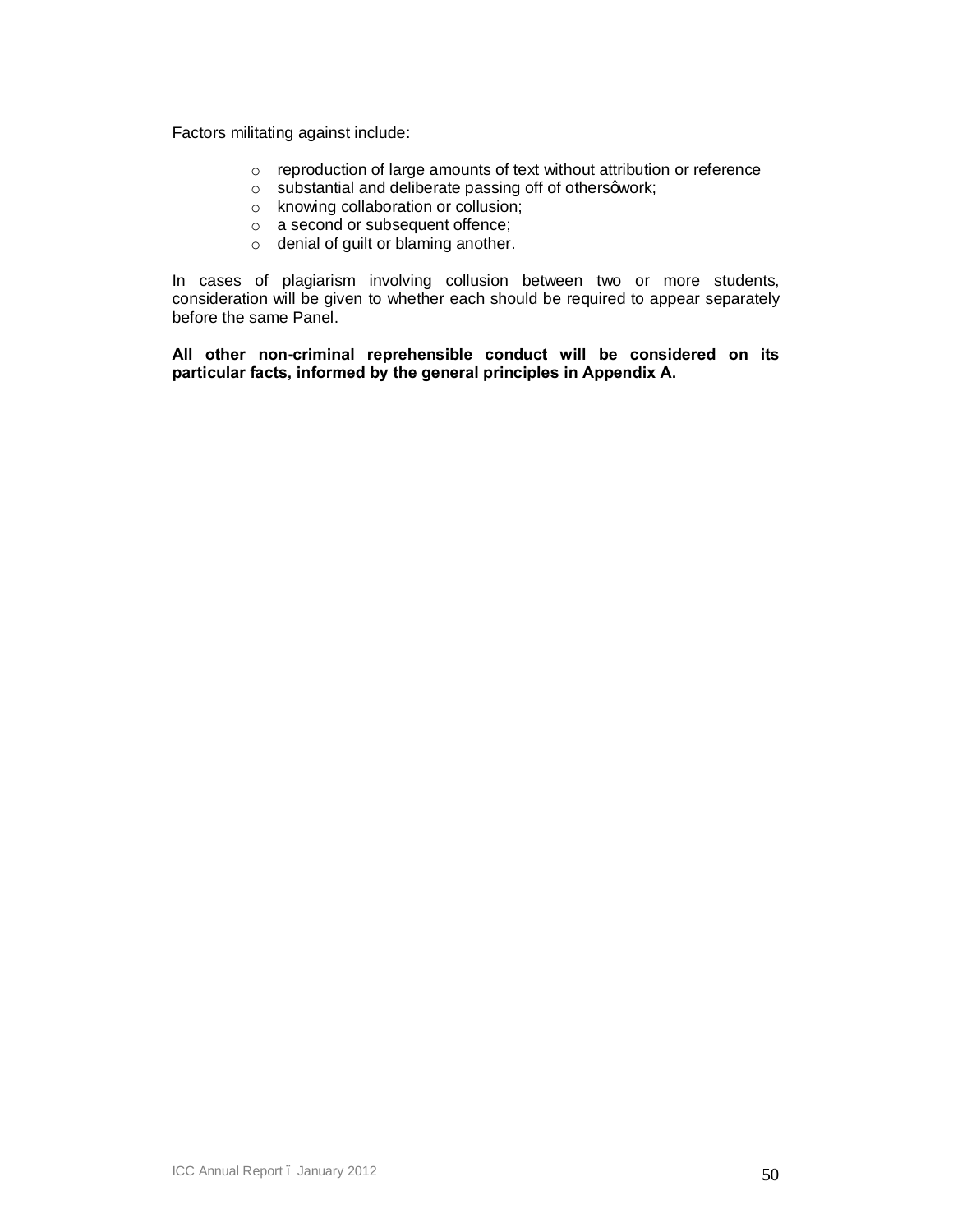Factors militating against include:

- reproduction of large amounts of text without attribution or reference
- substantial and deliberate passing off of othersφwork;
- knowing collaboration or collusion;
- a second or subsequent offence;
- denial of guilt or blaming another.

In cases of plagiarism involving collusion between two or more students, consideration will be given to whether each should be required to appear separately before the same Panel.

**All other non-criminal reprehensible conduct will be considered on its particular facts, informed by the general principles in Appendix A.**